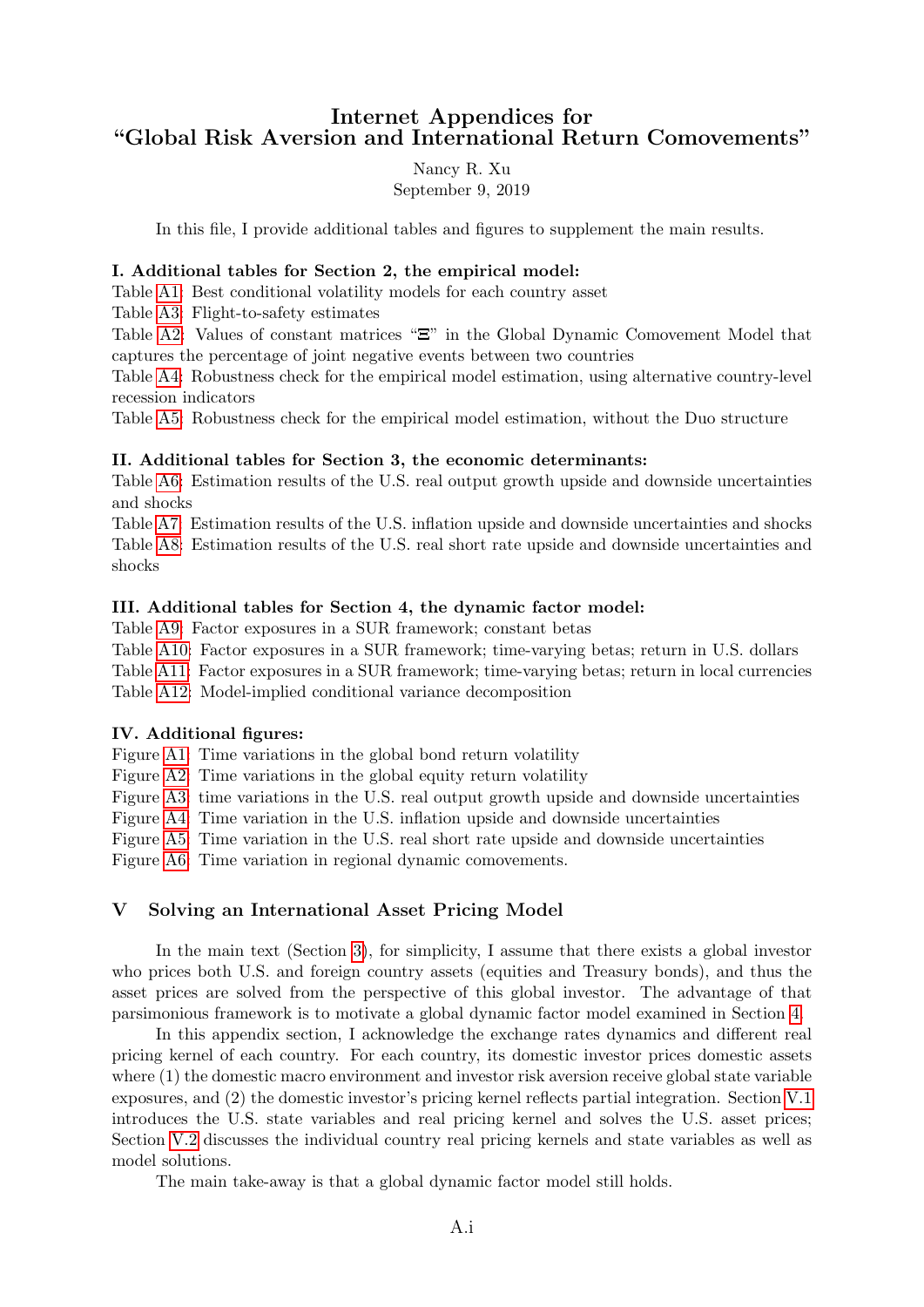# Internet Appendices for "Global Risk Aversion and International Return Comovements"

Nancy R. Xu

September 9, 2019

In this file, I provide additional tables and figures to supplement the main results.

**I. Additional tables for Section 2, the empirical model:**

Table A1: Best conditional volatility models for each country asset

Table A3: Flight-to-safety estimates

Table A2: Values of constant matrices "$\Xi$" in the Global Dynamic Comovement Model that captures the percentage of joint negative events between two countries

Table A4: Robustness check for the empirical model estimation, using alternative country-level recession indicators

Table A5: Robustness check for the empirical model estimation, without the Duo structure

**II. Additional tables for Section 3, the economic determinants:**

Table A6: Estimation results of the U.S. real output growth upside and downside uncertainties and shocks

Table A7: Estimation results of the U.S. inflation upside and downside uncertainties and shocks

Table A8: Estimation results of the U.S. real short rate upside and downside uncertainties and shocks

**III. Additional tables for Section 4, the dynamic factor model:**

Table A9: Factor exposures in a SUR framework; constant betas

Table A10: Factor exposures in a SUR framework; time-varying betas; return in U.S. dollars

Table A11: Factor exposures in a SUR framework; time-varying betas; return in local currencies

Table A12: Model-implied conditional variance decomposition

**IV. Additional figures:**

Figure A1: Time variations in the global bond return volatility

Figure A2: Time variations in the global equity return volatility

Figure A3: time variations in the U.S. real output growth upside and downside uncertainties

Figure A4: Time variation in the U.S. inflation upside and downside uncertainties

Figure A5: Time variation in the U.S. real short rate upside and downside uncertainties

Figure A6: Time variation in regional dynamic comovements.

## V Solving an International Asset Pricing Model

In the main text (Section 3), for simplicity, I assume that there exists a global investor who prices both U.S. and foreign country assets (equities and Treasury bonds), and thus the asset prices are solved from the perspective of this global investor. The advantage of that parsimonious framework is to motivate a global dynamic factor model examined in Section 4.

In this appendix section, I acknowledge the exchange rates dynamics and different real pricing kernel of each country. For each country, its domestic investor prices domestic assets where (1) the domestic macro environment and investor risk aversion receive global state variable exposures, and (2) the domestic investor's pricing kernel reflects partial integration. Section V.1 introduces the U.S. state variables and real pricing kernel and solves the U.S. asset prices; Section V.2 discusses the individual country real pricing kernels and state variables as well as model solutions.

The main take-away is that a global dynamic factor model still holds.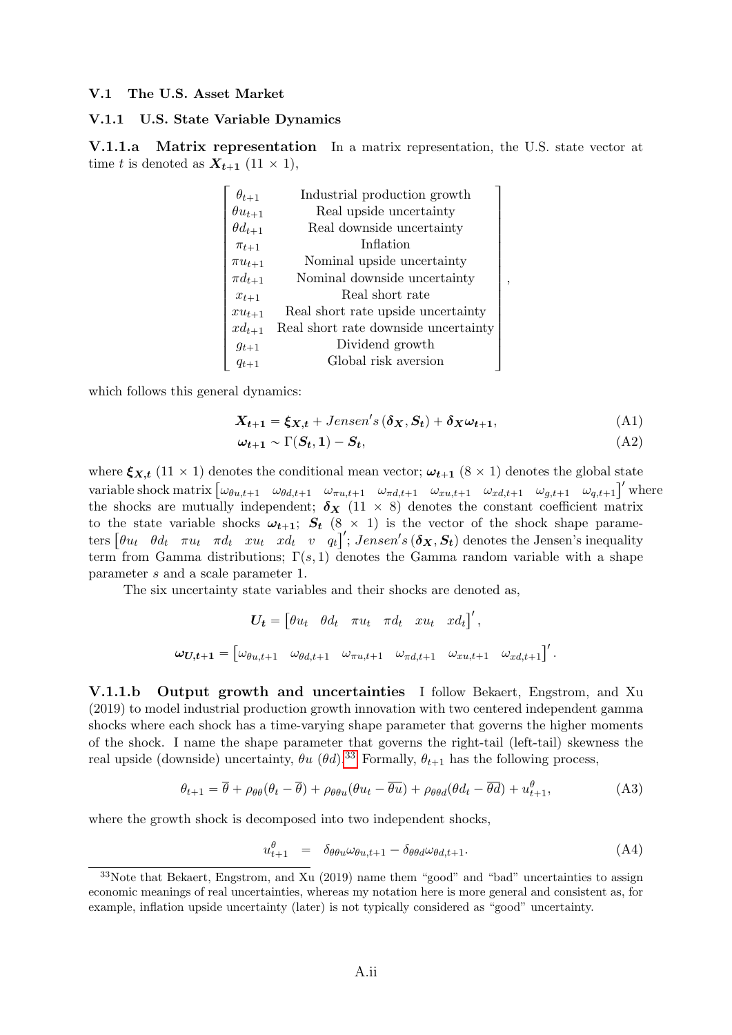### V.1 The U.S. Asset Market

#### V.1.1 U.S. State Variable Dynamics

**V.1.1.a Matrix representation** In a matrix representation, the U.S. state vector at time $t$ is denoted as $\boldsymbol{X_{t+1}}$ (11 × 1),

$$
\begin{bmatrix}
\theta_{t+1} & \text{Industrial production growth} \\
\theta u_{t+1} & \text{Real upside uncertainty} \\
\theta d_{t+1} & \text{Real downside uncertainty} \\
\pi_{t+1} & \text{Inflation} \\
\pi u_{t+1} & \text{Nominal upside uncertainty} \\
\pi d_{t+1} & \text{Nominal downside uncertainty} \\
x_{t+1} & \text{Real short rate} \\
x u_{t+1} & \text{Real short rate upside uncertainty} \\
x d_{t+1} & \text{Real short rate downside uncertainty} \\
g_{t+1} & \text{Dividend growth} \\
q_{t+1} & \text{Global risk aversion}
\end{bmatrix},
$$

which follows this general dynamics:

$$
\boldsymbol{X_{t+1}} = \boldsymbol{\xi_{X,t}} + Jensen's\,(\boldsymbol{\delta_X}, \boldsymbol{S_t}) + \boldsymbol{\delta_X \omega_{t+1}}, \tag{A1}
$$

$$
\boldsymbol{\omega_{t+1}} \sim \Gamma(\boldsymbol{S_t}, \boldsymbol{1}) - \boldsymbol{S_t}, \tag{A2}
$$

where $\boldsymbol{\xi_{X,t}}$ (11 × 1) denotes the conditional mean vector; $\boldsymbol{\omega_{t+1}}$ (8 × 1) denotes the global state variable shock matrix $\begin{bmatrix}\omega_{\theta u,t+1} & \omega_{\theta d,t+1} & \omega_{\pi u,t+1} & \omega_{\pi d,t+1} & \omega_{xu,t+1} & \omega_{xd,t+1} & \omega_{g,t+1} & \omega_{q,t+1}\end{bmatrix}'$ where the shocks are mutually independent; $\boldsymbol{\delta_X}$ (11 × 8) denotes the constant coefficient matrix to the state variable shocks $\boldsymbol{\omega_{t+1}}$; $\boldsymbol{S_t}$ (8 × 1) is the vector of the shock shape parameters $\begin{bmatrix}\theta u_t & \theta d_t & \pi u_t & \pi d_t & x u_t & x d_t & v & q_t\end{bmatrix}'$; $Jensen's\,(\boldsymbol{\delta_X}, \boldsymbol{S_t})$ denotes the Jensen's inequality term from Gamma distributions; $\Gamma(s, 1)$ denotes the Gamma random variable with a shape parameter $s$ and a scale parameter 1.

The six uncertainty state variables and their shocks are denoted as,

$$
\boldsymbol{U_t} = \begin{bmatrix}\theta u_t & \theta d_t & \pi u_t & \pi d_t & x u_t & x d_t\end{bmatrix}',
$$

$$
\boldsymbol{\omega_{U,t+1}} = \begin{bmatrix}\omega_{\theta u,t+1} & \omega_{\theta d,t+1} & \omega_{\pi u,t+1} & \omega_{\pi d,t+1} & \omega_{xu,t+1} & \omega_{xd,t+1}\end{bmatrix}'.
$$

**V.1.1.b Output growth and uncertainties** I follow Bekaert, Engstrom, and Xu (2019) to model industrial production growth innovation with two centered independent gamma shocks where each shock has a time-varying shape parameter that governs the higher moments of the shock. I name the shape parameter that governs the right-tail (left-tail) skewness the real upside (downside) uncertainty, $\theta u$ ($\theta d$).[33] Formally, $\theta_{t+1}$ has the following process,

$$
\theta_{t+1} = \overline{\theta} + \rho_{\theta\theta}(\theta_t - \overline{\theta}) + \rho_{\theta\theta u}(\theta u_t - \overline{\theta u}) + \rho_{\theta\theta d}(\theta d_t - \overline{\theta d}) + u^{\theta}_{t+1}, \tag{A3}
$$

where the growth shock is decomposed into two independent shocks,

$$
u^{\theta}_{t+1} \;\; = \;\; \delta_{\theta\theta u}\omega_{\theta u,t+1} - \delta_{\theta\theta d}\omega_{\theta d,t+1}. \tag{A4}
$$

[33] Note that Bekaert, Engstrom, and Xu (2019) name them "good" and "bad" uncertainties to assign economic meanings of real uncertainties, whereas my notation here is more general and consistent as, for example, inflation upside uncertainty (later) is not typically considered as "good" uncertainty.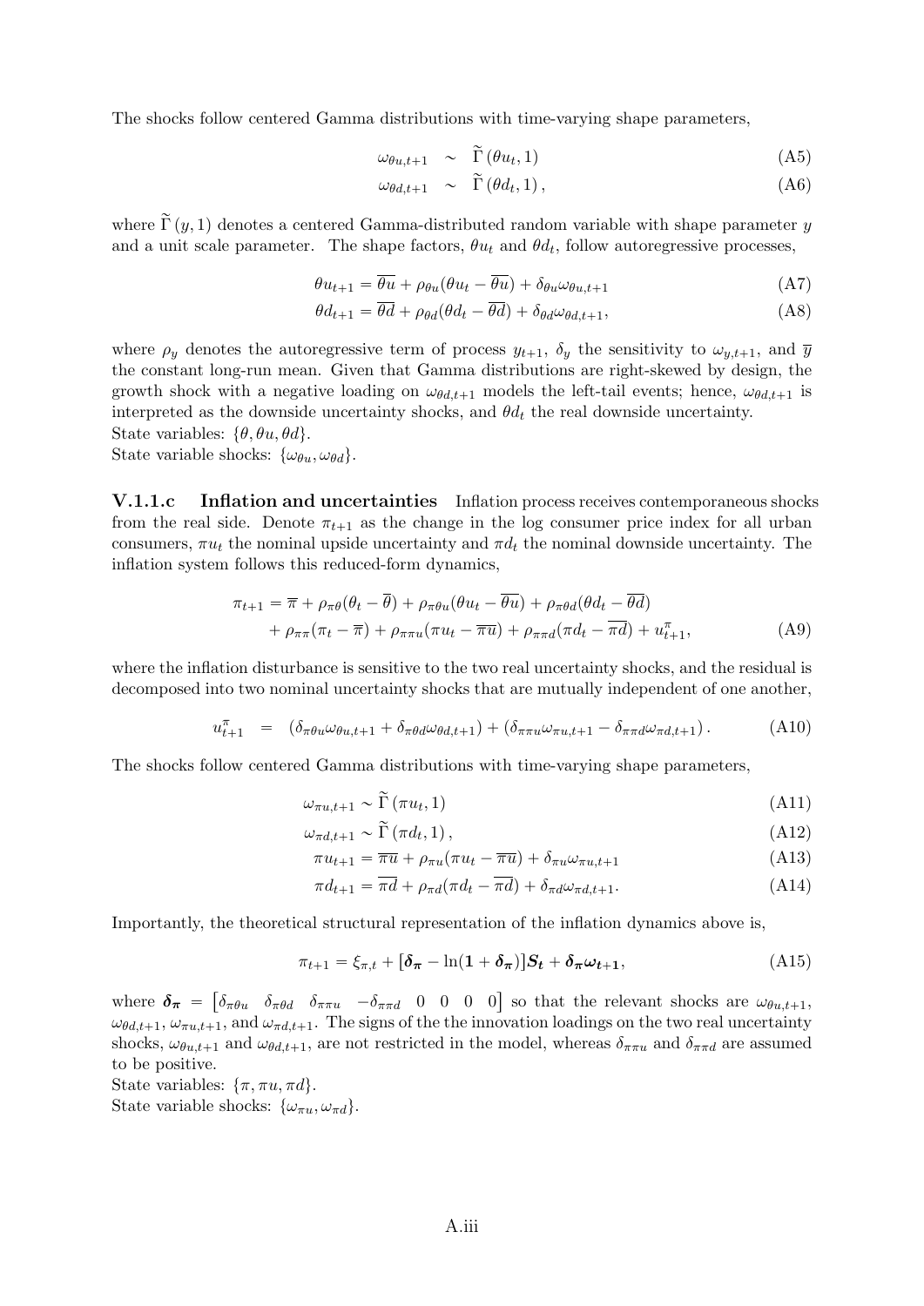The shocks follow centered Gamma distributions with time-varying shape parameters,

$$\omega_{\theta u,t+1} \sim \widetilde{\Gamma}\left(\theta u_t, 1\right) \tag{A5}$$

$$\omega_{\theta d,t+1} \sim \widetilde{\Gamma}\left(\theta d_t, 1\right), \tag{A6}$$

where $\widetilde{\Gamma}(y, 1)$ denotes a centered Gamma-distributed random variable with shape parameter $y$ and a unit scale parameter. The shape factors, $\theta u_t$ and $\theta d_t$, follow autoregressive processes,

$$\theta u_{t+1} = \overline{\theta u} + \rho_{\theta u}(\theta u_t - \overline{\theta u}) + \delta_{\theta u}\omega_{\theta u,t+1} \tag{A7}$$

$$\theta d_{t+1} = \overline{\theta d} + \rho_{\theta d}(\theta d_t - \overline{\theta d}) + \delta_{\theta d}\omega_{\theta d,t+1}, \tag{A8}$$

where $\rho_y$ denotes the autoregressive term of process $y_{t+1}$, $\delta_y$ the sensitivity to $\omega_{y,t+1}$, and $\overline{y}$ the constant long-run mean. Given that Gamma distributions are right-skewed by design, the growth shock with a negative loading on $\omega_{\theta d,t+1}$ models the left-tail events; hence, $\omega_{\theta d,t+1}$ is interpreted as the downside uncertainty shocks, and $\theta d_t$ the real downside uncertainty.

State variables: $\{\theta, \theta u, \theta d\}$.

State variable shocks: $\{\omega_{\theta u}, \omega_{\theta d}\}$.

#### V.1.1.c Inflation and uncertainties

Inflation process receives contemporaneous shocks from the real side. Denote $\pi_{t+1}$ as the change in the log consumer price index for all urban consumers, $\pi u_t$ the nominal upside uncertainty and $\pi d_t$ the nominal downside uncertainty. The inflation system follows this reduced-form dynamics,

$$\begin{aligned}\pi_{t+1} = \overline{\pi} &+ \rho_{\pi\theta}(\theta_t - \overline{\theta}) + \rho_{\pi\theta u}(\theta u_t - \overline{\theta u}) + \rho_{\pi\theta d}(\theta d_t - \overline{\theta d}) \\ &+ \rho_{\pi\pi}(\pi_t - \overline{\pi}) + \rho_{\pi\pi u}(\pi u_t - \overline{\pi u}) + \rho_{\pi\pi d}(\pi d_t - \overline{\pi d}) + u^{\pi}_{t+1},\end{aligned} \tag{A9}$$

where the inflation disturbance is sensitive to the two real uncertainty shocks, and the residual is decomposed into two nominal uncertainty shocks that are mutually independent of one another,

$$u^{\pi}_{t+1} = \left(\delta_{\pi\theta u}\omega_{\theta u,t+1} + \delta_{\pi\theta d}\omega_{\theta d,t+1}\right) + \left(\delta_{\pi\pi u}\omega_{\pi u,t+1} - \delta_{\pi\pi d}\omega_{\pi d,t+1}\right). \tag{A10}$$

The shocks follow centered Gamma distributions with time-varying shape parameters,

$$\omega_{\pi u,t+1} \sim \widetilde{\Gamma}\left(\pi u_t, 1\right) \tag{A11}$$

$$\omega_{\pi d,t+1} \sim \widetilde{\Gamma}\left(\pi d_t, 1\right), \tag{A12}$$

$$\pi u_{t+1} = \overline{\pi u} + \rho_{\pi u}(\pi u_t - \overline{\pi u}) + \delta_{\pi u}\omega_{\pi u,t+1} \tag{A13}$$

$$\pi d_{t+1} = \overline{\pi d} + \rho_{\pi d}(\pi d_t - \overline{\pi d}) + \delta_{\pi d}\omega_{\pi d,t+1}. \tag{A14}$$

Importantly, the theoretical structural representation of the inflation dynamics above is,

$$\pi_{t+1} = \xi_{\pi,t} + [\boldsymbol{\delta_\pi} - \ln(\mathbf{1} + \boldsymbol{\delta_\pi})]\boldsymbol{S_t} + \boldsymbol{\delta_\pi}\boldsymbol{\omega_{t+1}}, \tag{A15}$$

where $\boldsymbol{\delta_\pi} = \begin{bmatrix}\delta_{\pi\theta u} & \delta_{\pi\theta d} & \delta_{\pi\pi u} & -\delta_{\pi\pi d} & 0 & 0 & 0 & 0\end{bmatrix}$ so that the relevant shocks are $\omega_{\theta u,t+1}$, $\omega_{\theta d,t+1}$, $\omega_{\pi u,t+1}$, and $\omega_{\pi d,t+1}$. The signs of the the innovation loadings on the two real uncertainty shocks, $\omega_{\theta u,t+1}$ and $\omega_{\theta d,t+1}$, are not restricted in the model, whereas $\delta_{\pi\pi u}$ and $\delta_{\pi\pi d}$ are assumed to be positive.

State variables: $\{\pi, \pi u, \pi d\}$.

State variable shocks: $\{\omega_{\pi u}, \omega_{\pi d}\}$.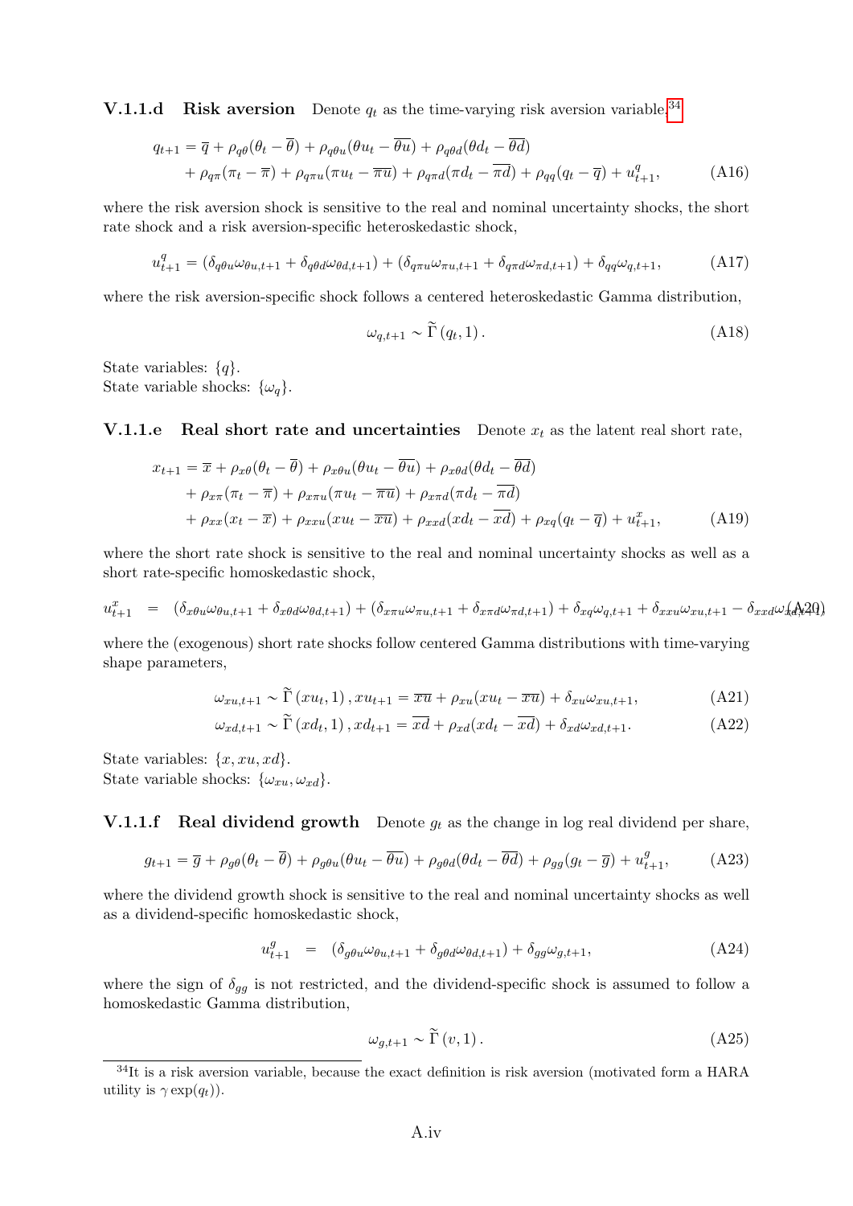#### V.1.1.d Risk aversion

Denote $q_t$ as the time-varying risk aversion variable.[34]

$$
\begin{aligned}
q_{t+1} = \overline{q} &+ \rho_{q\theta}(\theta_t - \overline{\theta}) + \rho_{q\theta u}(\theta u_t - \overline{\theta u}) + \rho_{q\theta d}(\theta d_t - \overline{\theta d}) \\
&+ \rho_{q\pi}(\pi_t - \overline{\pi}) + \rho_{q\pi u}(\pi u_t - \overline{\pi u}) + \rho_{q\pi d}(\pi d_t - \overline{\pi d}) + \rho_{qq}(q_t - \overline{q}) + u^q_{t+1},
\end{aligned}
\tag{A16}
$$

where the risk aversion shock is sensitive to the real and nominal uncertainty shocks, the short rate shock and a risk aversion-specific heteroskedastic shock,

$$
u^q_{t+1} = (\delta_{q\theta u}\omega_{\theta u,t+1} + \delta_{q\theta d}\omega_{\theta d,t+1}) + (\delta_{q\pi u}\omega_{\pi u,t+1} + \delta_{q\pi d}\omega_{\pi d,t+1}) + \delta_{qq}\omega_{q,t+1},
\tag{A17}
$$

where the risk aversion-specific shock follows a centered heteroskedastic Gamma distribution,

$$
\omega_{q,t+1} \sim \widetilde{\Gamma}\left(q_t, 1\right).
\tag{A18}
$$

State variables: $\{q\}$.
State variable shocks: $\{\omega_q\}$.

#### V.1.1.e Real short rate and uncertainties

Denote $x_t$ as the latent real short rate,

$$
\begin{aligned}
x_{t+1} = \overline{x} &+ \rho_{x\theta}(\theta_t - \overline{\theta}) + \rho_{x\theta u}(\theta u_t - \overline{\theta u}) + \rho_{x\theta d}(\theta d_t - \overline{\theta d}) \\
&+ \rho_{x\pi}(\pi_t - \overline{\pi}) + \rho_{x\pi u}(\pi u_t - \overline{\pi u}) + \rho_{x\pi d}(\pi d_t - \overline{\pi d}) \\
&+ \rho_{xx}(x_t - \overline{x}) + \rho_{xxu}(xu_t - \overline{xu}) + \rho_{xxd}(xd_t - \overline{xd}) + \rho_{xq}(q_t - \overline{q}) + u^x_{t+1},
\end{aligned}
\tag{A19}
$$

where the short rate shock is sensitive to the real and nominal uncertainty shocks as well as a short rate-specific homoskedastic shock,

$$
u^x_{t+1} = (\delta_{x\theta u}\omega_{\theta u,t+1} + \delta_{x\theta d}\omega_{\theta d,t+1}) + (\delta_{x\pi u}\omega_{\pi u,t+1} + \delta_{x\pi d}\omega_{\pi d,t+1}) + \delta_{xq}\omega_{q,t+1} + \delta_{xxu}\omega_{xu,t+1} - \delta_{xxd}\omega_{xd,t+1},
\tag{A20}
$$

where the (exogenous) short rate shocks follow centered Gamma distributions with time-varying shape parameters,

$$
\omega_{xu,t+1} \sim \widetilde{\Gamma}\left(xu_t, 1\right), xu_{t+1} = \overline{xu} + \rho_{xu}(xu_t - \overline{xu}) + \delta_{xu}\omega_{xu,t+1},
\tag{A21}
$$

$$
\omega_{xd,t+1} \sim \widetilde{\Gamma}\left(xd_t, 1\right), xd_{t+1} = \overline{xd} + \rho_{xd}(xd_t - \overline{xd}) + \delta_{xd}\omega_{xd,t+1}.
\tag{A22}
$$

State variables: $\{x, xu, xd\}$.
State variable shocks: $\{\omega_{xu}, \omega_{xd}\}$.

#### V.1.1.f Real dividend growth

Denote $g_t$ as the change in log real dividend per share,

$$
g_{t+1} = \overline{g} + \rho_{g\theta}(\theta_t - \overline{\theta}) + \rho_{g\theta u}(\theta u_t - \overline{\theta u}) + \rho_{g\theta d}(\theta d_t - \overline{\theta d}) + \rho_{gg}(g_t - \overline{g}) + u^g_{t+1},
\tag{A23}
$$

where the dividend growth shock is sensitive to the real and nominal uncertainty shocks as well as a dividend-specific homoskedastic shock,

$$
u^g_{t+1} = (\delta_{g\theta u}\omega_{\theta u,t+1} + \delta_{g\theta d}\omega_{\theta d,t+1}) + \delta_{gg}\omega_{g,t+1},
\tag{A24}
$$

where the sign of $\delta_{gg}$ is not restricted, and the dividend-specific shock is assumed to follow a homoskedastic Gamma distribution,

$$
\omega_{g,t+1} \sim \widetilde{\Gamma}\left(v, 1\right).
\tag{A25}
$$

[34] It is a risk aversion variable, because the exact definition is risk aversion (motivated form a HARA utility is $\gamma \exp(q_t)$).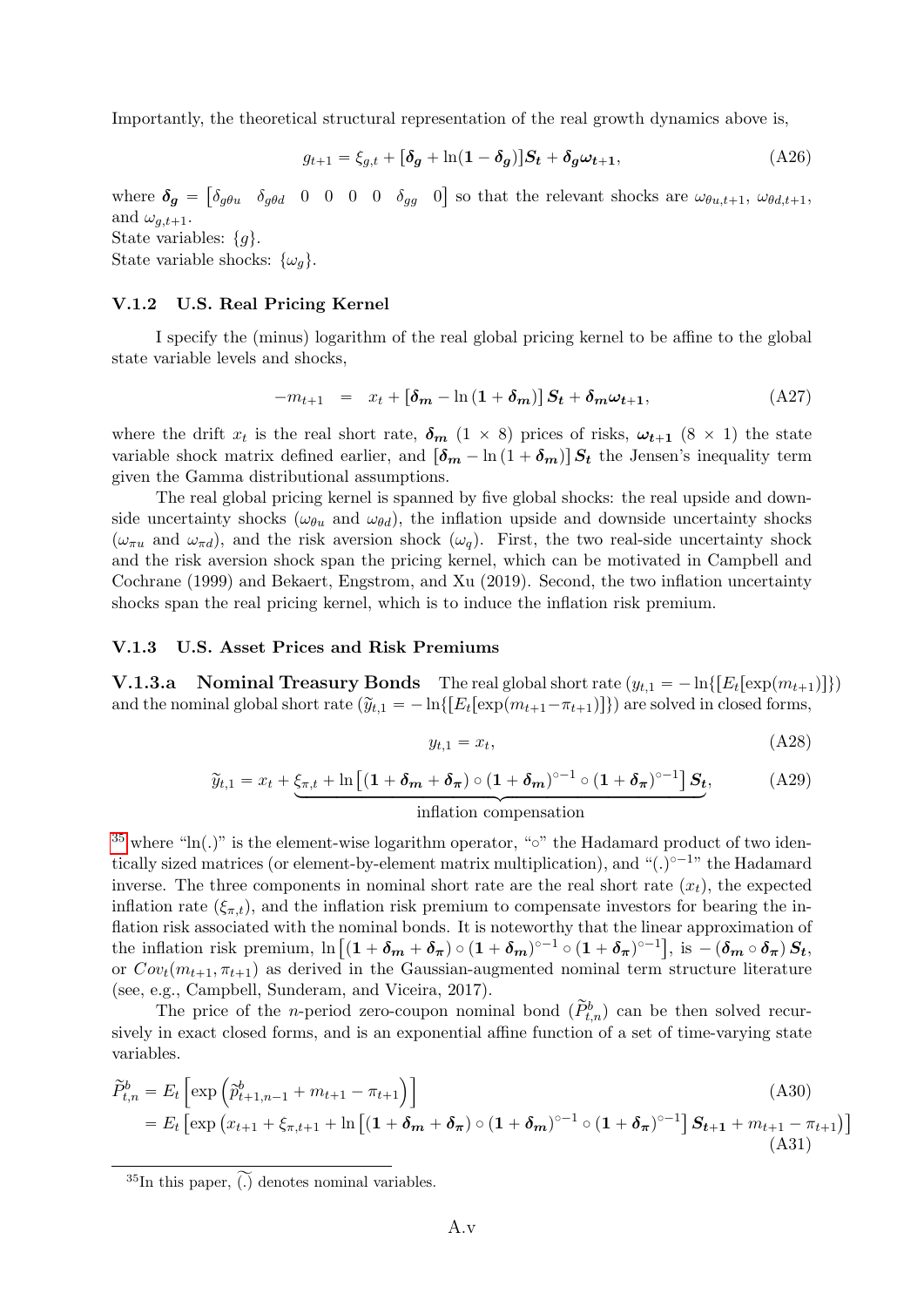Importantly, the theoretical structural representation of the real growth dynamics above is,

$$g_{t+1} = \xi_{g,t} + [\boldsymbol{\delta_g} + \ln(\mathbf{1} - \boldsymbol{\delta_g})]\boldsymbol{S_t} + \boldsymbol{\delta_g}\boldsymbol{\omega_{t+1}}, \tag{A26}$$

where $\boldsymbol{\delta_g} = \begin{bmatrix} \delta_{g\theta u} & \delta_{g\theta d} & 0 & 0 & 0 & 0 & \delta_{gg} & 0 \end{bmatrix}$ so that the relevant shocks are $\omega_{\theta u,t+1}$, $\omega_{\theta d,t+1}$, and $\omega_{g,t+1}$.
State variables: $\{g\}$.
State variable shocks: $\{\omega_g\}$.

### V.1.2 U.S. Real Pricing Kernel

I specify the (minus) logarithm of the real global pricing kernel to be affine to the global state variable levels and shocks,

$$-m_{t+1} \quad = \quad x_t + [\boldsymbol{\delta_m} - \ln(\mathbf{1} + \boldsymbol{\delta_m})]\,\boldsymbol{S_t} + \boldsymbol{\delta_m}\boldsymbol{\omega_{t+1}}, \tag{A27}$$

where the drift $x_t$ is the real short rate, $\boldsymbol{\delta_m}$ ($1 \times 8$) prices of risks, $\boldsymbol{\omega_{t+1}}$ ($8 \times 1$) the state variable shock matrix defined earlier, and $[\boldsymbol{\delta_m} - \ln(\mathbf{1} + \boldsymbol{\delta_m})]\,\boldsymbol{S_t}$ the Jensen's inequality term given the Gamma distributional assumptions.

The real global pricing kernel is spanned by five global shocks: the real upside and downside uncertainty shocks ($\omega_{\theta u}$ and $\omega_{\theta d}$), the inflation upside and downside uncertainty shocks ($\omega_{\pi u}$ and $\omega_{\pi d}$), and the risk aversion shock ($\omega_q$). First, the two real-side uncertainty shock and the risk aversion shock span the pricing kernel, which can be motivated in Campbell and Cochrane (1999) and Bekaert, Engstrom, and Xu (2019). Second, the two inflation uncertainty shocks span the real pricing kernel, which is to induce the inflation risk premium.

### V.1.3 U.S. Asset Prices and Risk Premiums

#### V.1.3.a Nominal Treasury Bonds

The real global short rate ($y_{t,1} = -\ln\{[E_t[\exp(m_{t+1})]\}$) and the nominal global short rate ($\widetilde{y}_{t,1} = -\ln\{[E_t[\exp(m_{t+1}-\pi_{t+1})]\}$) are solved in closed forms,

$$y_{t,1} = x_t, \tag{A28}$$

$$\widetilde{y}_{t,1} = x_t + \underbrace{\xi_{\pi,t} + \ln\left[(\mathbf{1} + \boldsymbol{\delta_m} + \boldsymbol{\delta_\pi}) \circ (\mathbf{1} + \boldsymbol{\delta_m})^{\circ -1} \circ (\mathbf{1} + \boldsymbol{\delta_\pi})^{\circ -1}\right]\boldsymbol{S_t}}_{\text{inflation compensation}}, \tag{A29}$$

[35] where "ln(.)" is the element-wise logarithm operator, "$\circ$" the Hadamard product of two identically sized matrices (or element-by-element matrix multiplication), and "$(.)^{\circ -1}$" the Hadamard inverse. The three components in nominal short rate are the real short rate ($x_t$), the expected inflation rate ($\xi_{\pi,t}$), and the inflation risk premium to compensate investors for bearing the inflation risk associated with the nominal bonds. It is noteworthy that the linear approximation of the inflation risk premium, $\ln\left[(\mathbf{1} + \boldsymbol{\delta_m} + \boldsymbol{\delta_\pi}) \circ (\mathbf{1} + \boldsymbol{\delta_m})^{\circ -1} \circ (\mathbf{1} + \boldsymbol{\delta_\pi})^{\circ -1}\right]$, is $-(\boldsymbol{\delta_m} \circ \boldsymbol{\delta_\pi})\,\boldsymbol{S_t}$, or $Cov_t(m_{t+1}, \pi_{t+1})$ as derived in the Gaussian-augmented nominal term structure literature (see, e.g., Campbell, Sunderam, and Viceira, 2017).

The price of the $n$-period zero-coupon nominal bond ($\widetilde{P}^b_{t,n}$) can be then solved recursively in exact closed forms, and is an exponential affine function of a set of time-varying state variables.

$$\begin{aligned}
\widetilde{P}^b_{t,n} &= E_t\left[\exp\left(\widetilde{p}^b_{t+1,n-1} + m_{t+1} - \pi_{t+1}\right)\right] && \text{(A30)}\\
&= E_t\left[\exp\left(x_{t+1} + \xi_{\pi,t+1} + \ln\left[(\mathbf{1} + \boldsymbol{\delta_m} + \boldsymbol{\delta_\pi}) \circ (\mathbf{1} + \boldsymbol{\delta_m})^{\circ -1} \circ (\mathbf{1} + \boldsymbol{\delta_\pi})^{\circ -1}\right]\boldsymbol{S_{t+1}} + m_{t+1} - \pi_{t+1}\right)\right] && \text{(A31)}
\end{aligned}$$

[35] In this paper, $\widetilde{(.)}$ denotes nominal variables.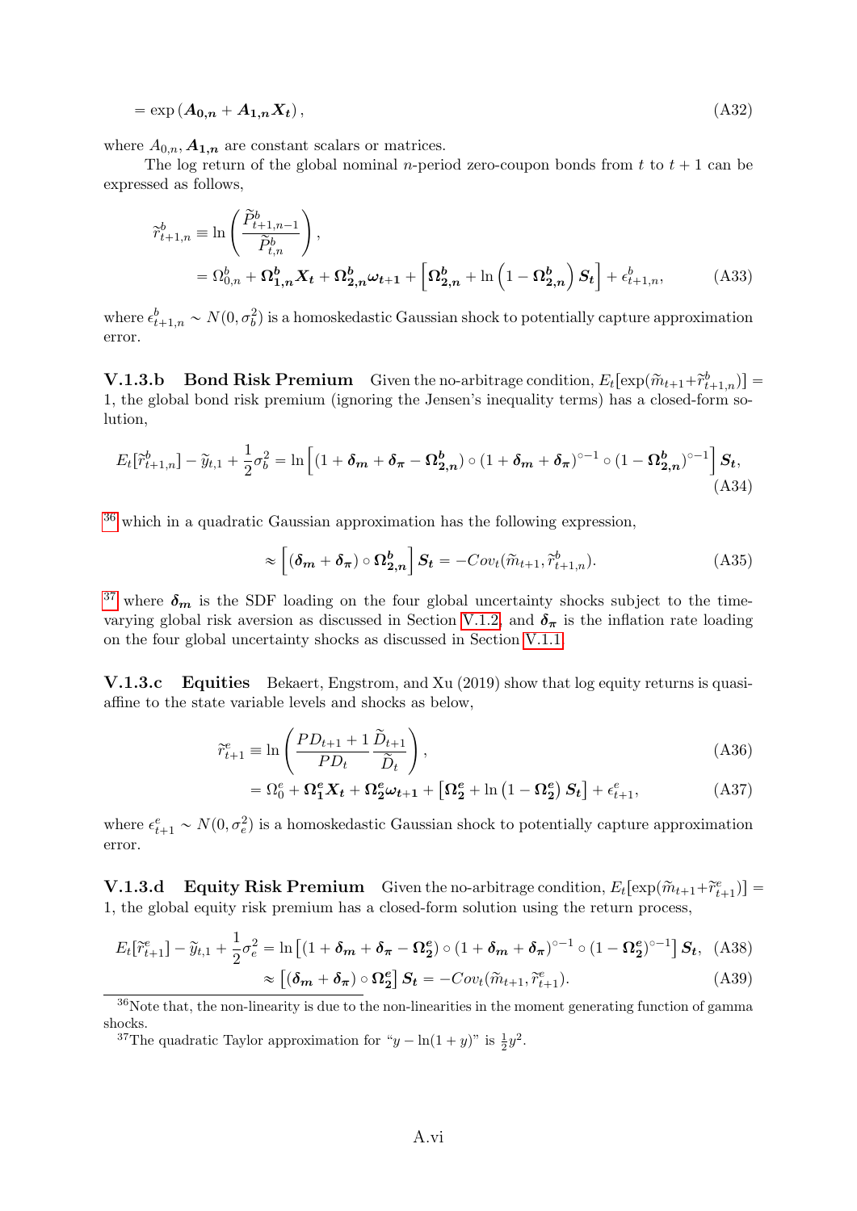$$= \exp\left(\boldsymbol{A_{0,n}} + \boldsymbol{A_{1,n}}\boldsymbol{X_t}\right), \tag{A32}$$

where $A_{0,n}, \boldsymbol{A_{1,n}}$ are constant scalars or matrices.

The log return of the global nominal $n$-period zero-coupon bonds from $t$ to $t+1$ can be expressed as follows,

$$\tilde{r}^b_{t+1,n} \equiv \ln\left(\frac{\tilde{P}^b_{t+1,n-1}}{\tilde{P}^b_{t,n}}\right),$$

$$= \Omega^b_{0,n} + \boldsymbol{\Omega^b_{1,n}}\boldsymbol{X_t} + \boldsymbol{\Omega^b_{2,n}}\boldsymbol{\omega_{t+1}} + \left[\boldsymbol{\Omega^b_{2,n}} + \ln\left(1 - \boldsymbol{\Omega^b_{2,n}}\right)\boldsymbol{S_t}\right] + \epsilon^b_{t+1,n}, \tag{A33}$$

where $\epsilon^b_{t+1,n} \sim N(0, \sigma^2_b)$ is a homoskedastic Gaussian shock to potentially capture approximation error.

**V.1.3.b Bond Risk Premium** Given the no-arbitrage condition, $E_t[\exp(\tilde{m}_{t+1} + \tilde{r}^b_{t+1,n})] = 1$, the global bond risk premium (ignoring the Jensen's inequality terms) has a closed-form solution,

$$E_t[\tilde{r}^b_{t+1,n}] - \tilde{y}_{t,1} + \frac{1}{2}\sigma^2_b = \ln\left[(1 + \boldsymbol{\delta_m} + \boldsymbol{\delta_\pi} - \boldsymbol{\Omega^b_{2,n}}) \circ (1 + \boldsymbol{\delta_m} + \boldsymbol{\delta_\pi})^{\circ -1} \circ (1 - \boldsymbol{\Omega^b_{2,n}})^{\circ -1}\right]\boldsymbol{S_t}, \tag{A34}$$

[36] which in a quadratic Gaussian approximation has the following expression,

$$\approx \left[(\boldsymbol{\delta_m} + \boldsymbol{\delta_\pi}) \circ \boldsymbol{\Omega^b_{2,n}}\right]\boldsymbol{S_t} = -Cov_t(\tilde{m}_{t+1}, \tilde{r}^b_{t+1,n}). \tag{A35}$$

[37] where $\boldsymbol{\delta_m}$ is the SDF loading on the four global uncertainty shocks subject to the time-varying global risk aversion as discussed in Section V.1.2, and $\boldsymbol{\delta_\pi}$ is the inflation rate loading on the four global uncertainty shocks as discussed in Section V.1.1.

**V.1.3.c Equities** Bekaert, Engstrom, and Xu (2019) show that log equity returns is quasi-affine to the state variable levels and shocks as below,

$$\tilde{r}^e_{t+1} \equiv \ln\left(\frac{PD_{t+1} + 1}{PD_t}\frac{\tilde{D}_{t+1}}{\tilde{D}_t}\right), \tag{A36}$$

$$= \Omega^e_0 + \boldsymbol{\Omega^e_1}\boldsymbol{X_t} + \boldsymbol{\Omega^e_2}\boldsymbol{\omega_{t+1}} + \left[\boldsymbol{\Omega^e_2} + \ln\left(1 - \boldsymbol{\Omega^e_2}\right)\boldsymbol{S_t}\right] + \epsilon^e_{t+1}, \tag{A37}$$

where $\epsilon^e_{t+1} \sim N(0, \sigma^2_e)$ is a homoskedastic Gaussian shock to potentially capture approximation error.

**V.1.3.d Equity Risk Premium** Given the no-arbitrage condition, $E_t[\exp(\tilde{m}_{t+1} + \tilde{r}^e_{t+1})] = 1$, the global equity risk premium has a closed-form solution using the return process,

$$E_t[\tilde{r}^e_{t+1}] - \tilde{y}_{t,1} + \frac{1}{2}\sigma^2_e = \ln\left[(1 + \boldsymbol{\delta_m} + \boldsymbol{\delta_\pi} - \boldsymbol{\Omega^e_2}) \circ (1 + \boldsymbol{\delta_m} + \boldsymbol{\delta_\pi})^{\circ -1} \circ (1 - \boldsymbol{\Omega^e_2})^{\circ -1}\right]\boldsymbol{S_t}, \tag{A38}$$

$$\approx \left[(\boldsymbol{\delta_m} + \boldsymbol{\delta_\pi}) \circ \boldsymbol{\Omega^e_2}\right]\boldsymbol{S_t} = -Cov_t(\tilde{m}_{t+1}, \tilde{r}^e_{t+1}). \tag{A39}$$

---

[36] Note that, the non-linearity is due to the non-linearities in the moment generating function of gamma shocks.

[37] The quadratic Taylor approximation for "$y - \ln(1+y)$" is $\frac{1}{2}y^2$.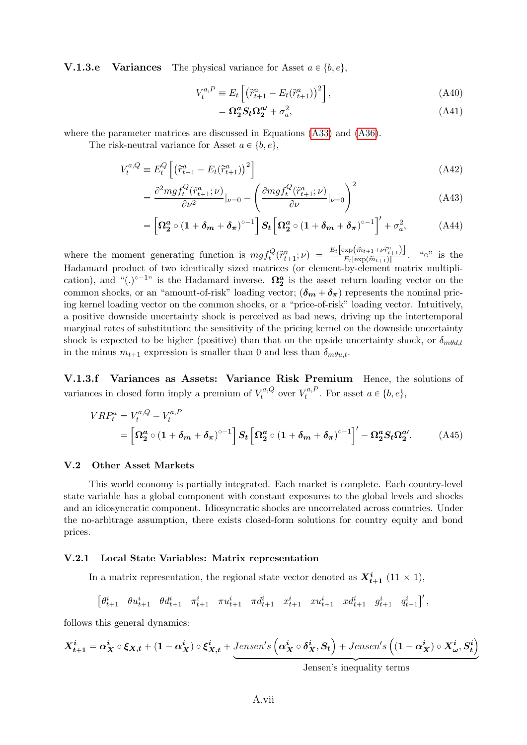**V.1.3.e Variances** The physical variance for Asset $a \in \{b, e\}$,

$$V_t^{a,P} \equiv E_t\left[\left(\widetilde{r}_{t+1}^a - E_t(\widetilde{r}_{t+1}^a)\right)^2\right], \tag{A40}$$

$$= \boldsymbol{\Omega_2^a S_t \Omega_2^{a\prime}} + \sigma_a^2, \tag{A41}$$

where the parameter matrices are discussed in Equations (A33) and (A36).

The risk-neutral variance for Asset $a \in \{b, e\}$,

$$V_t^{a,Q} \equiv E_t^Q\left[\left(\widetilde{r}_{t+1}^a - E_t(\widetilde{r}_{t+1}^a)\right)^2\right] \tag{A42}$$

$$= \frac{\partial^2 mgf_t^Q(\widetilde{r}_{t+1}^a;\nu)}{\partial \nu^2}|_{\nu=0} - \left(\frac{\partial mgf_t^Q(\widetilde{r}_{t+1}^a;\nu)}{\partial \nu}|_{\nu=0}\right)^2 \tag{A43}$$

$$= \left[\boldsymbol{\Omega_2^a} \circ (\boldsymbol{1} + \boldsymbol{\delta_m} + \boldsymbol{\delta_\pi})^{\circ -1}\right] \boldsymbol{S_t} \left[\boldsymbol{\Omega_2^a} \circ (\boldsymbol{1} + \boldsymbol{\delta_m} + \boldsymbol{\delta_\pi})^{\circ -1}\right]' + \sigma_a^2, \tag{A44}$$

where the moment generating function is $mgf_t^Q(\widetilde{r}_{t+1}^a;\nu) = \frac{E_t\left[\exp\left(\widetilde{m}_{t+1} + \nu \widetilde{r}_{t+1}^a\right)\right]}{E_t[\exp(\widetilde{m}_{t+1})]}$. "$\circ$" is the Hadamard product of two identically sized matrices (or element-by-element matrix multiplication), and "$(.)^{\circ -1}$" is the Hadamard inverse. $\boldsymbol{\Omega_2^a}$ is the asset return loading vector on the common shocks, or an "amount-of-risk" loading vector; $(\boldsymbol{\delta_m} + \boldsymbol{\delta_\pi})$ represents the nominal pricing kernel loading vector on the common shocks, or a "price-of-risk" loading vector. Intuitively, a positive downside uncertainty shock is perceived as bad news, driving up the intertemporal marginal rates of substitution; the sensitivity of the pricing kernel on the downside uncertainty shock is expected to be higher (positive) than that on the upside uncertainty shock, or $\delta_{m\theta d,t}$ in the minus $m_{t+1}$ expression is smaller than 0 and less than $\delta_{m\theta u,t}$.

**V.1.3.f Variances as Assets: Variance Risk Premium** Hence, the solutions of variances in closed form imply a premium of $V_t^{a,Q}$ over $V_t^{a,P}$. For asset $a \in \{b, e\}$,

$$\begin{aligned} VRP_t^a &= V_t^{a,Q} - V_t^{a,P} \\ &= \left[\boldsymbol{\Omega_2^a} \circ (\boldsymbol{1} + \boldsymbol{\delta_m} + \boldsymbol{\delta_\pi})^{\circ -1}\right] \boldsymbol{S_t} \left[\boldsymbol{\Omega_2^a} \circ (\boldsymbol{1} + \boldsymbol{\delta_m} + \boldsymbol{\delta_\pi})^{\circ -1}\right]' - \boldsymbol{\Omega_2^a S_t \Omega_2^{a\prime}}. \end{aligned} \tag{A45}$$

### V.2 Other Asset Markets

This world economy is partially integrated. Each market is complete. Each country-level state variable has a global component with constant exposures to the global levels and shocks and an idiosyncratic component. Idiosyncratic shocks are uncorrelated across countries. Under the no-arbitrage assumption, there exists closed-form solutions for country equity and bond prices.

#### V.2.1 Local State Variables: Matrix representation

In a matrix representation, the regional state vector denoted as $\boldsymbol{X_{t+1}^i}$ (11 $\times$ 1),

$$\begin{bmatrix}\theta_{t+1}^i & \theta u_{t+1}^i & \theta d_{t+1}^i & \pi_{t+1}^i & \pi u_{t+1}^i & \pi d_{t+1}^i & x_{t+1}^i & xu_{t+1}^i & xd_{t+1}^i & g_{t+1}^i & q_{t+1}^i\end{bmatrix}',$$

follows this general dynamics:

$$\boldsymbol{X_{t+1}^i} = \boldsymbol{\alpha_X^i} \circ \boldsymbol{\xi_{X,t}} + (\boldsymbol{1} - \boldsymbol{\alpha_X^i}) \circ \boldsymbol{\xi_{X,t}^i} + \underbrace{Jensen's\left(\boldsymbol{\alpha_X^i} \circ \boldsymbol{\delta_X^i}, \boldsymbol{S_t}\right) + Jensen's\left((\boldsymbol{1} - \boldsymbol{\alpha_X^i}) \circ \boldsymbol{X_\omega^i}, \boldsymbol{S_t^i}\right)}_{\text{Jensen's inequality terms}}$$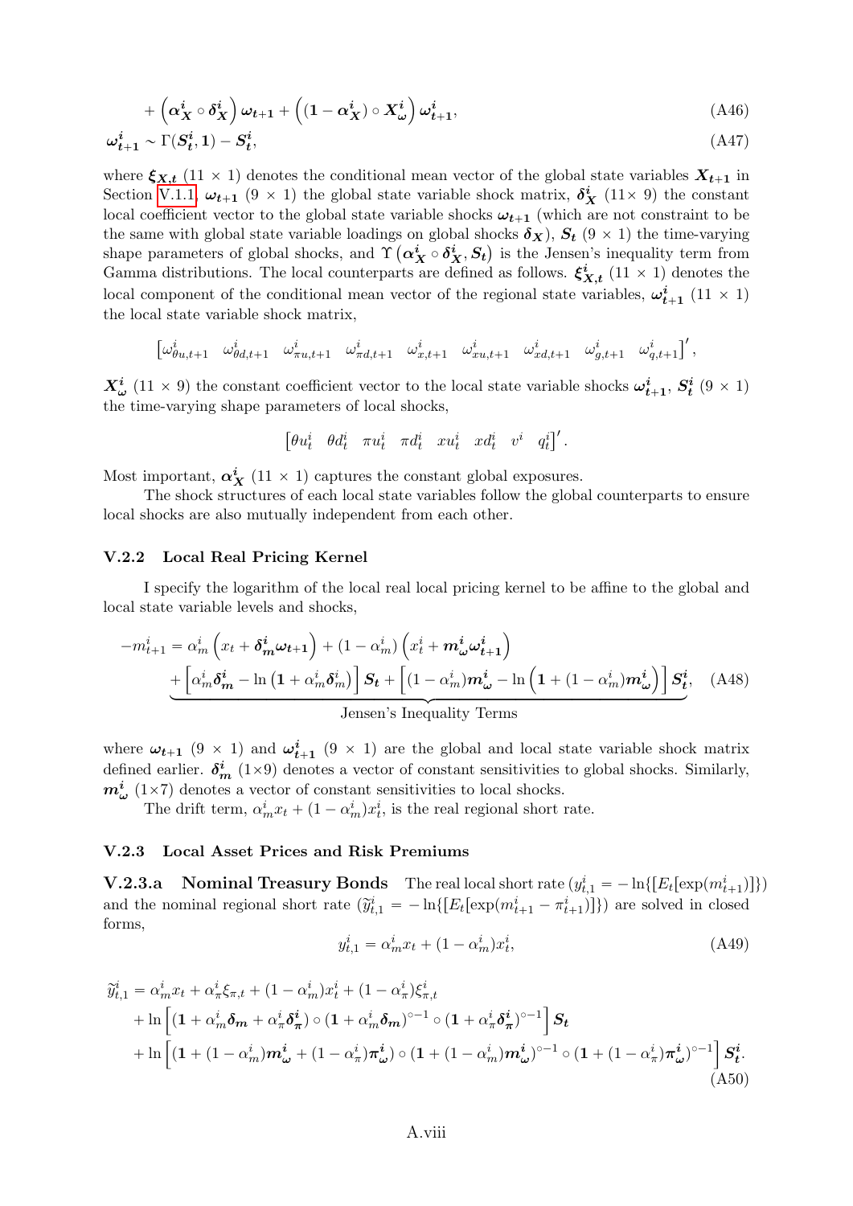$$+\left(\boldsymbol{\alpha_X^i} \circ \boldsymbol{\delta_X^i}\right)\boldsymbol{\omega_{t+1}} + \left((\mathbf{1} - \boldsymbol{\alpha_X^i}) \circ \boldsymbol{X_\omega^i}\right)\boldsymbol{\omega_{t+1}^i}, \tag{A46}$$

$$\boldsymbol{\omega_{t+1}^i} \sim \Gamma(\boldsymbol{S_t^i}, \mathbf{1}) - \boldsymbol{S_t^i}, \tag{A47}$$

where $\boldsymbol{\xi_{X,t}}$ (11 × 1) denotes the conditional mean vector of the global state variables $\boldsymbol{X_{t+1}}$ in Section V.1.1, $\boldsymbol{\omega_{t+1}}$ (9 × 1) the global state variable shock matrix, $\boldsymbol{\delta_X^i}$ (11× 9) the constant local coefficient vector to the global state variable shocks $\boldsymbol{\omega_{t+1}}$ (which are not constraint to be the same with global state variable loadings on global shocks $\boldsymbol{\delta_X}$), $\boldsymbol{S_t}$ (9 × 1) the time-varying shape parameters of global shocks, and $\Upsilon\left(\boldsymbol{\alpha_X^i} \circ \boldsymbol{\delta_X^i}, \boldsymbol{S_t}\right)$ is the Jensen's inequality term from Gamma distributions. The local counterparts are defined as follows. $\boldsymbol{\xi_{X,t}^i}$ (11 × 1) denotes the local component of the conditional mean vector of the regional state variables, $\boldsymbol{\omega_{t+1}^i}$ (11 × 1) the local state variable shock matrix,

$$\begin{bmatrix}\omega^i_{\theta u,t+1} & \omega^i_{\theta d,t+1} & \omega^i_{\pi u,t+1} & \omega^i_{\pi d,t+1} & \omega^i_{x,t+1} & \omega^i_{xu,t+1} & \omega^i_{xd,t+1} & \omega^i_{g,t+1} & \omega^i_{q,t+1}\end{bmatrix}',$$

$\boldsymbol{X_\omega^i}$ (11 × 9) the constant coefficient vector to the local state variable shocks $\boldsymbol{\omega_{t+1}^i}$, $\boldsymbol{S_t^i}$ (9 × 1) the time-varying shape parameters of local shocks,

$$\begin{bmatrix}\theta u^i_t & \theta d^i_t & \pi u^i_t & \pi d^i_t & xu^i_t & xd^i_t & v^i & q^i_t\end{bmatrix}'.$$

Most important, $\boldsymbol{\alpha_X^i}$ (11 × 1) captures the constant global exposures.

The shock structures of each local state variables follow the global counterparts to ensure local shocks are also mutually independent from each other.

### V.2.2 Local Real Pricing Kernel

I specify the logarithm of the local real local pricing kernel to be affine to the global and local state variable levels and shocks,

$$-m^i_{t+1} = \alpha^i_m\left(x_t + \boldsymbol{\delta_m^i}\boldsymbol{\omega_{t+1}}\right) + (1-\alpha^i_m)\left(x^i_t + \boldsymbol{m_\omega^i}\boldsymbol{\omega_{t+1}^i}\right)$$
$$\underbrace{+\left[\alpha^i_m\boldsymbol{\delta_m^i} - \ln\left(\mathbf{1} + \alpha^i_m\boldsymbol{\delta_m^i}\right)\right]\boldsymbol{S_t} + \left[(1-\alpha^i_m)\boldsymbol{m_\omega^i} - \ln\left(\mathbf{1} + (1-\alpha^i_m)\boldsymbol{m_\omega^i}\right)\right]\boldsymbol{S_t^i}}_{\text{Jensen's Inequality Terms}}, \tag{A48}$$

where $\boldsymbol{\omega_{t+1}}$ (9 × 1) and $\boldsymbol{\omega_{t+1}^i}$ (9 × 1) are the global and local state variable shock matrix defined earlier. $\boldsymbol{\delta_m^i}$ (1×9) denotes a vector of constant sensitivities to global shocks. Similarly, $\boldsymbol{m_\omega^i}$ (1×7) denotes a vector of constant sensitivities to local shocks.

The drift term, $\alpha^i_m x_t + (1-\alpha^i_m)x^i_t$, is the real regional short rate.

### V.2.3 Local Asset Prices and Risk Premiums

**V.2.3.a Nominal Treasury Bonds** The real local short rate ($y^i_{t,1} = -\ln\{[E_t[\exp(m^i_{t+1})]\}$) and the nominal regional short rate ($\widetilde{y}^i_{t,1} = -\ln\{[E_t[\exp(m^i_{t+1} - \pi^i_{t+1})]\}$) are solved in closed forms,

$$y^i_{t,1} = \alpha^i_m x_t + (1-\alpha^i_m)x^i_t, \tag{A49}$$

$$\begin{aligned}\widetilde{y}^i_{t,1} &= \alpha^i_m x_t + \alpha^i_\pi \xi_{\pi,t} + (1-\alpha^i_m)x^i_t + (1-\alpha^i_\pi)\xi^i_{\pi,t} \\ &+ \ln\left[(\mathbf{1} + \alpha^i_m\boldsymbol{\delta_m} + \alpha^i_\pi\boldsymbol{\delta_\pi^i}) \circ (\mathbf{1} + \alpha^i_m\boldsymbol{\delta_m})^{\circ-1} \circ (\mathbf{1} + \alpha^i_\pi\boldsymbol{\delta_\pi^i})^{\circ-1}\right]\boldsymbol{S_t} \\ &+ \ln\left[(\mathbf{1} + (1-\alpha^i_m)\boldsymbol{m_\omega^i} + (1-\alpha^i_\pi)\boldsymbol{\pi_\omega^i}) \circ (\mathbf{1} + (1-\alpha^i_m)\boldsymbol{m_\omega^i})^{\circ-1} \circ (\mathbf{1} + (1-\alpha^i_\pi)\boldsymbol{\pi_\omega^i})^{\circ-1}\right]\boldsymbol{S_t^i}.\end{aligned} \tag{A50}$$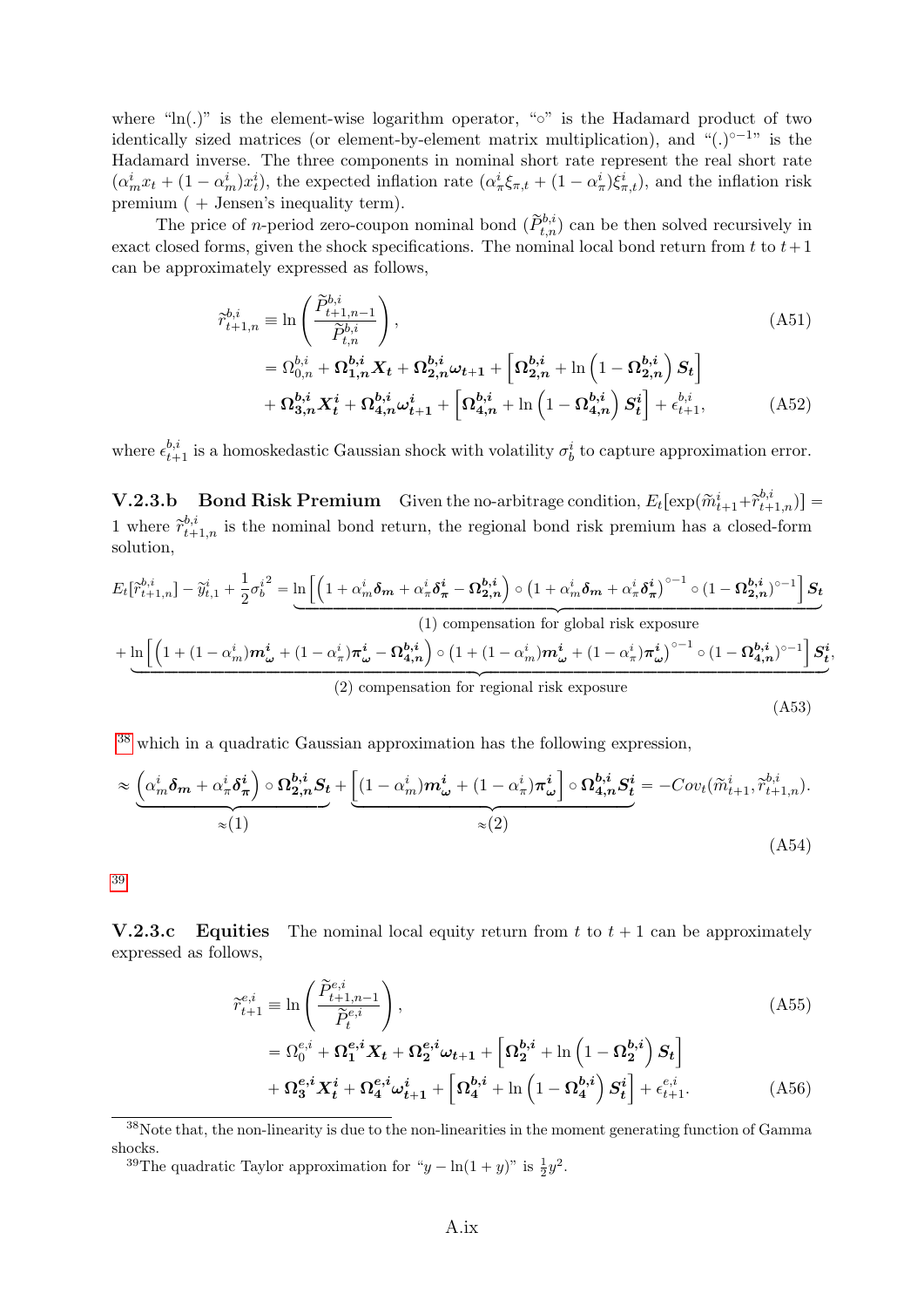where "ln(.)" is the element-wise logarithm operator, "$\circ$" is the Hadamard product of two identically sized matrices (or element-by-element matrix multiplication), and "$(.)^{\circ-1}$" is the Hadamard inverse. The three components in nominal short rate represent the real short rate ($\alpha_m^i x_t + (1-\alpha_m^i)x_t^i$), the expected inflation rate ($\alpha_\pi^i \xi_{\pi,t} + (1-\alpha_\pi^i)\xi_{\pi,t}^i$), and the inflation risk premium ( + Jensen's inequality term).

The price of $n$-period zero-coupon nominal bond ($\widetilde{P}_{t,n}^{b,i}$) can be then solved recursively in exact closed forms, given the shock specifications. The nominal local bond return from $t$ to $t+1$ can be approximately expressed as follows,

$$
\begin{aligned}
\widetilde{r}_{t+1,n}^{b,i} &\equiv \ln\left(\frac{\widetilde{P}_{t+1,n-1}^{b,i}}{\widetilde{P}_{t,n}^{b,i}}\right), &\text{(A51)}\\
&= \Omega_{0,n}^{b,i} + \boldsymbol{\Omega_{1,n}^{b,i} X_t} + \boldsymbol{\Omega_{2,n}^{b,i} \omega_{t+1}} + \left[\boldsymbol{\Omega_{2,n}^{b,i}} + \ln\left(1-\boldsymbol{\Omega_{2,n}^{b,i}}\right)\boldsymbol{S_t}\right]\\
&\quad + \boldsymbol{\Omega_{3,n}^{b,i} X_t^i} + \boldsymbol{\Omega_{4,n}^{b,i} \omega_{t+1}^i} + \left[\boldsymbol{\Omega_{4,n}^{b,i}} + \ln\left(1-\boldsymbol{\Omega_{4,n}^{b,i}}\right)\boldsymbol{S_t^i}\right] + \epsilon_{t+1}^{b,i}, &\text{(A52)}
\end{aligned}
$$

where $\epsilon_{t+1}^{b,i}$ is a homoskedastic Gaussian shock with volatility $\sigma_b^i$ to capture approximation error.

**V.2.3.b Bond Risk Premium** Given the no-arbitrage condition, $E_t[\exp(\widetilde{m}_{t+1}^i + \widetilde{r}_{t+1,n}^{b,i})] = 1$ where $\widetilde{r}_{t+1,n}^{b,i}$ is the nominal bond return, the regional bond risk premium has a closed-form solution,

$$
\begin{aligned}
E_t[\widetilde{r}_{t+1,n}^{b,i}] - \widetilde{y}_{t,1}^i + \frac{1}{2}{\sigma_b^i}^2 &= \underbrace{\ln\left[\left(1+\alpha_m^i\boldsymbol{\delta_m} + \alpha_\pi^i\boldsymbol{\delta_\pi^i} - \boldsymbol{\Omega_{2,n}^{b,i}}\right)\circ\left(1+\alpha_m^i\boldsymbol{\delta_m}+\alpha_\pi^i\boldsymbol{\delta_\pi^i}\right)^{\circ-1}\circ(1-\boldsymbol{\Omega_{2,n}^{b,i}})^{\circ-1}\right]\boldsymbol{S_t}}_{\text{(1) compensation for global risk exposure}}\\
&+ \underbrace{\ln\left[\left(1+(1-\alpha_m^i)\boldsymbol{m_\omega^i} + (1-\alpha_\pi^i)\boldsymbol{\pi_\omega^i} - \boldsymbol{\Omega_{4,n}^{b,i}}\right)\circ\left(1+(1-\alpha_m^i)\boldsymbol{m_\omega^i}+(1-\alpha_\pi^i)\boldsymbol{\pi_\omega^i}\right)^{\circ-1}\circ(1-\boldsymbol{\Omega_{4,n}^{b,i}})^{\circ-1}\right]\boldsymbol{S_t^i}}_{\text{(2) compensation for regional risk exposure}},
\end{aligned}
\tag{A53}
$$

[38] which in a quadratic Gaussian approximation has the following expression,

$$
\approx \underbrace{\left(\alpha_m^i\boldsymbol{\delta_m} + \alpha_\pi^i\boldsymbol{\delta_\pi^i}\right)\circ\boldsymbol{\Omega_{2,n}^{b,i}S_t}}_{\approx(1)} + \underbrace{\left[(1-\alpha_m^i)\boldsymbol{m_\omega^i} + (1-\alpha_\pi^i)\boldsymbol{\pi_\omega^i}\right]\circ\boldsymbol{\Omega_{4,n}^{b,i}S_t^i}}_{\approx(2)} = -Cov_t(\widetilde{m}_{t+1}^i, \widetilde{r}_{t+1,n}^{b,i}).
\tag{A54}
$$

[39]

**V.2.3.c Equities** The nominal local equity return from $t$ to $t+1$ can be approximately expressed as follows,

$$
\begin{aligned}
\widetilde{r}_{t+1}^{e,i} &\equiv \ln\left(\frac{\widetilde{P}_{t+1,n-1}^{e,i}}{\widetilde{P}_{t}^{e,i}}\right), &\text{(A55)}\\
&= \Omega_{0}^{e,i} + \boldsymbol{\Omega_{1}^{e,i} X_t} + \boldsymbol{\Omega_{2}^{e,i} \omega_{t+1}} + \left[\boldsymbol{\Omega_{2}^{b,i}} + \ln\left(1-\boldsymbol{\Omega_{2}^{b,i}}\right)\boldsymbol{S_t}\right]\\
&\quad + \boldsymbol{\Omega_{3}^{e,i} X_t^i} + \boldsymbol{\Omega_{4}^{e,i} \omega_{t+1}^i} + \left[\boldsymbol{\Omega_{4}^{b,i}} + \ln\left(1-\boldsymbol{\Omega_{4}^{b,i}}\right)\boldsymbol{S_t^i}\right] + \epsilon_{t+1}^{e,i}. &\text{(A56)}
\end{aligned}
$$

[38] Note that, the non-linearity is due to the non-linearities in the moment generating function of Gamma shocks.

[39] The quadratic Taylor approximation for "$y - \ln(1+y)$" is $\frac{1}{2}y^2$.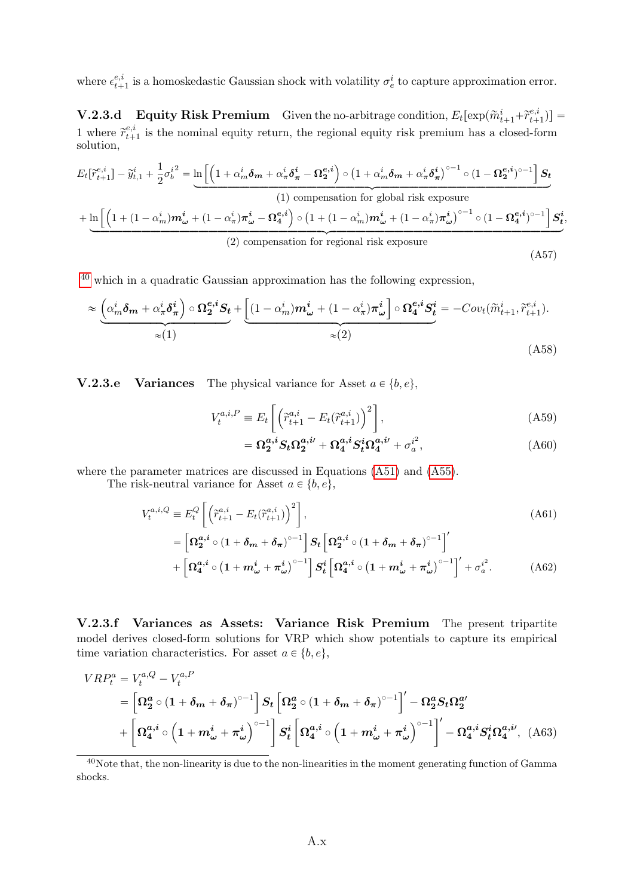where $\epsilon_{t+1}^{e,i}$ is a homoskedastic Gaussian shock with volatility $\sigma_e^i$ to capture approximation error.

**V.2.3.d Equity Risk Premium** Given the no-arbitrage condition, $E_t[\exp(\widetilde{m}_{t+1}^i + \widetilde{r}_{t+1}^{e,i})] = 1$ where $\widetilde{r}_{t+1}^{e,i}$ is the nominal equity return, the regional equity risk premium has a closed-form solution,

$$
\begin{aligned}
E_t[\widetilde{r}_{t+1}^{e,i}] - \widetilde{y}_{t,1}^i + \frac{1}{2}{\sigma_b^i}^2 =& \underbrace{\ln\left[\left(1+\alpha_m^i\boldsymbol{\delta_m}+\alpha_\pi^i\boldsymbol{\delta_\pi^i}-\boldsymbol{\Omega_2^{e,i}}\right)\circ\left(1+\alpha_m^i\boldsymbol{\delta_m}+\alpha_\pi^i\boldsymbol{\delta_\pi^i}\right)^{\circ-1}\circ(1-\boldsymbol{\Omega_2^{e,i}})^{\circ-1}\right]\boldsymbol{S_t}}_{(1)\text{ compensation for global risk exposure}} \\
&+ \underbrace{\ln\left[\left(1+(1-\alpha_m^i)\boldsymbol{m_\omega^i}+(1-\alpha_\pi^i)\boldsymbol{\pi_\omega^i}-\boldsymbol{\Omega_4^{e,i}}\right)\circ\left(1+(1-\alpha_m^i)\boldsymbol{m_\omega^i}+(1-\alpha_\pi^i)\boldsymbol{\pi_\omega^i}\right)^{\circ-1}\circ(1-\boldsymbol{\Omega_4^{e,i}})^{\circ-1}\right]\boldsymbol{S_t^i}}_{(2)\text{ compensation for regional risk exposure}},
\end{aligned}
\tag{A57}
$$

[40] which in a quadratic Gaussian approximation has the following expression,

$$
\approx \underbrace{\left(\alpha_m^i\boldsymbol{\delta_m}+\alpha_\pi^i\boldsymbol{\delta_\pi^i}\right)\circ\boldsymbol{\Omega_2^{e,i}}\boldsymbol{S_t}}_{\approx(1)} + \underbrace{\left[(1-\alpha_m^i)\boldsymbol{m_\omega^i}+(1-\alpha_\pi^i)\boldsymbol{\pi_\omega^i}\right]\circ\boldsymbol{\Omega_4^{e,i}}\boldsymbol{S_t^i}}_{\approx(2)} = -Cov_t(\widetilde{m}_{t+1}^i, \widetilde{r}_{t+1}^{e,i}).
\tag{A58}
$$

**V.2.3.e Variances** The physical variance for Asset $a \in \{b, e\}$,

$$
\begin{aligned}
V_t^{a,i,P} &\equiv E_t\left[\left(\widetilde{r}_{t+1}^{a,i} - E_t(\widetilde{r}_{t+1}^{a,i})\right)^2\right], &\text{(A59)}\\
&= \boldsymbol{\Omega_2^{a,i}}\boldsymbol{S_t}\boldsymbol{\Omega_2^{a,i\prime}} + \boldsymbol{\Omega_4^{a,i}}\boldsymbol{S_t^i}\boldsymbol{\Omega_4^{a,i\prime}} + {\sigma_a^i}^2, &\text{(A60)}
\end{aligned}
$$

where the parameter matrices are discussed in Equations (A51) and (A55).

The risk-neutral variance for Asset $a \in \{b, e\}$,

$$
\begin{aligned}
V_t^{a,i,Q} &\equiv E_t^Q\left[\left(\widetilde{r}_{t+1}^{a,i} - E_t(\widetilde{r}_{t+1}^{a,i})\right)^2\right], &\text{(A61)}\\
&= \left[\boldsymbol{\Omega_2^{a,i}}\circ(\boldsymbol{1}+\boldsymbol{\delta_m}+\boldsymbol{\delta_\pi})^{\circ-1}\right]\boldsymbol{S_t}\left[\boldsymbol{\Omega_2^{a,i}}\circ(\boldsymbol{1}+\boldsymbol{\delta_m}+\boldsymbol{\delta_\pi})^{\circ-1}\right]' \\
&\quad + \left[\boldsymbol{\Omega_4^{a,i}}\circ\left(\boldsymbol{1}+\boldsymbol{m_\omega^i}+\boldsymbol{\pi_\omega^i}\right)^{\circ-1}\right]\boldsymbol{S_t^i}\left[\boldsymbol{\Omega_4^{a,i}}\circ\left(\boldsymbol{1}+\boldsymbol{m_\omega^i}+\boldsymbol{\pi_\omega^i}\right)^{\circ-1}\right]' + {\sigma_a^i}^2. &\text{(A62)}
\end{aligned}
$$

**V.2.3.f Variances as Assets: Variance Risk Premium** The present tripartite model derives closed-form solutions for VRP which show potentials to capture its empirical time variation characteristics. For asset $a \in \{b, e\}$,

$$
\begin{aligned}
VRP_t^a &= V_t^{a,Q} - V_t^{a,P} \\
&= \left[\boldsymbol{\Omega_2^a}\circ(\boldsymbol{1}+\boldsymbol{\delta_m}+\boldsymbol{\delta_\pi})^{\circ-1}\right]\boldsymbol{S_t}\left[\boldsymbol{\Omega_2^a}\circ(\boldsymbol{1}+\boldsymbol{\delta_m}+\boldsymbol{\delta_\pi})^{\circ-1}\right]' - \boldsymbol{\Omega_2^a}\boldsymbol{S_t}\boldsymbol{\Omega_2^{a\prime}} \\
&\quad + \left[\boldsymbol{\Omega_4^{a,i}}\circ\left(\boldsymbol{1}+\boldsymbol{m_\omega^i}+\boldsymbol{\pi_\omega^i}\right)^{\circ-1}\right]\boldsymbol{S_t^i}\left[\boldsymbol{\Omega_4^{a,i}}\circ\left(\boldsymbol{1}+\boldsymbol{m_\omega^i}+\boldsymbol{\pi_\omega^i}\right)^{\circ-1}\right]' - \boldsymbol{\Omega_4^{a,i}}\boldsymbol{S_t^i}\boldsymbol{\Omega_4^{a,i\prime}}, 
\end{aligned}
\tag{A63}
$$

[40] Note that, the non-linearity is due to the non-linearities in the moment generating function of Gamma shocks.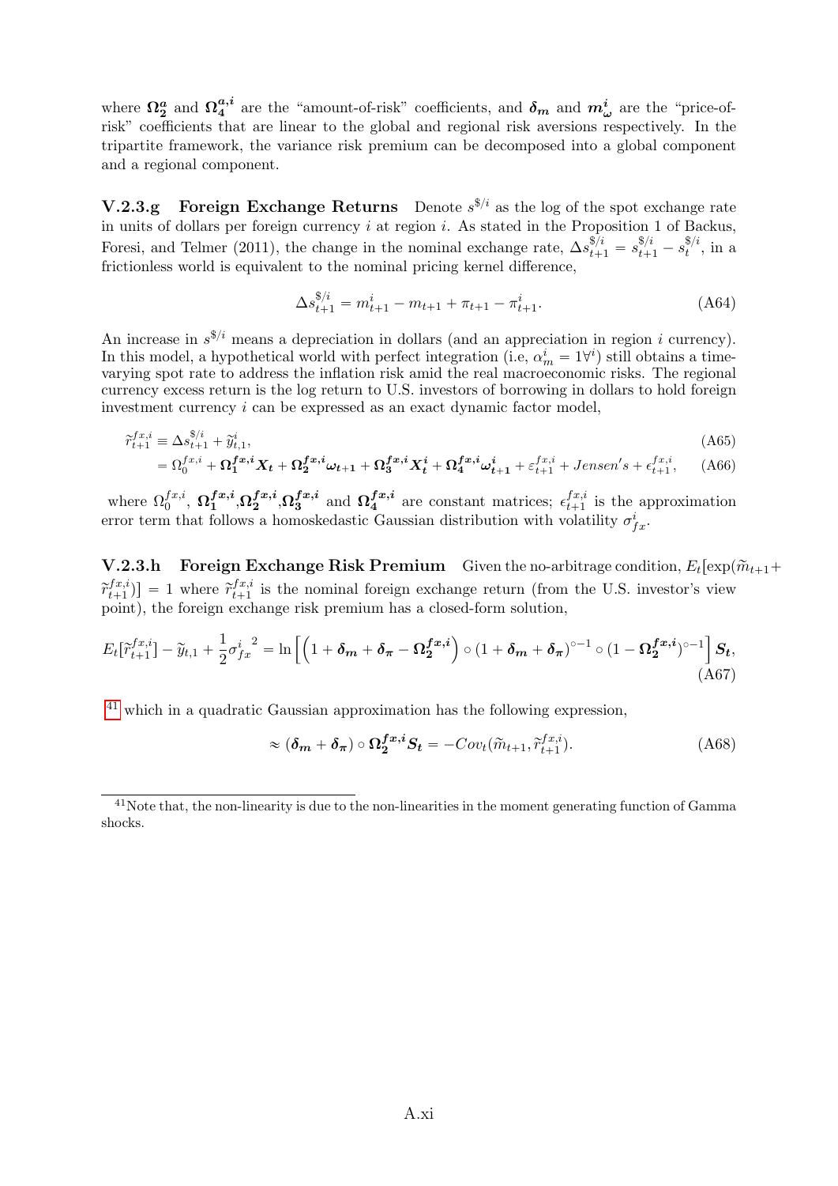where $\boldsymbol{\Omega_2^a}$ and $\boldsymbol{\Omega_4^{a,i}}$ are the "amount-of-risk" coefficients, and $\boldsymbol{\delta_m}$ and $\boldsymbol{m_\omega^i}$ are the "price-of-risk" coefficients that are linear to the global and regional risk aversions respectively. In the tripartite framework, the variance risk premium can be decomposed into a global component and a regional component.

**V.2.3.g Foreign Exchange Returns** Denote $s^{\$/i}$ as the log of the spot exchange rate in units of dollars per foreign currency $i$ at region $i$. As stated in the Proposition 1 of Backus, Foresi, and Telmer (2011), the change in the nominal exchange rate, $\Delta s_{t+1}^{\$/i} = s_{t+1}^{\$/i} - s_t^{\$/i}$, in a frictionless world is equivalent to the nominal pricing kernel difference,

$$\Delta s_{t+1}^{\$/i} = m_{t+1}^i - m_{t+1} + \pi_{t+1} - \pi_{t+1}^i. \tag{A64}$$

An increase in $s^{\$/i}$ means a depreciation in dollars (and an appreciation in region $i$ currency). In this model, a hypothetical world with perfect integration (i.e, $\alpha_m^i = 1\forall^i$) still obtains a time-varying spot rate to address the inflation risk amid the real macroeconomic risks. The regional currency excess return is the log return to U.S. investors of borrowing in dollars to hold foreign investment currency $i$ can be expressed as an exact dynamic factor model,

$$\widetilde{r}_{t+1}^{fx,i} \equiv \Delta s_{t+1}^{\$/i} + \widetilde{y}_{t,1}^i, \tag{A65}$$

$$= \Omega_0^{fx,i} + \boldsymbol{\Omega_1^{fx,i} X_t} + \boldsymbol{\Omega_2^{fx,i} \omega_{t+1}} + \boldsymbol{\Omega_3^{fx,i} X_t^i} + \boldsymbol{\Omega_4^{fx,i} \omega_{t+1}^i} + \varepsilon_{t+1}^{fx,i} + Jensen's + \epsilon_{t+1}^{fx,i}, \tag{A66}$$

where $\Omega_0^{fx,i}$, $\boldsymbol{\Omega_1^{fx,i}}$,$\boldsymbol{\Omega_2^{fx,i}}$,$\boldsymbol{\Omega_3^{fx,i}}$ and $\boldsymbol{\Omega_4^{fx,i}}$ are constant matrices; $\epsilon_{t+1}^{fx,i}$ is the approximation error term that follows a homoskedastic Gaussian distribution with volatility $\sigma_{fx}^i$.

**V.2.3.h Foreign Exchange Risk Premium** Given the no-arbitrage condition, $E_t[\exp(\widetilde{m}_{t+1} + \widetilde{r}_{t+1}^{fx,i})] = 1$ where $\widetilde{r}_{t+1}^{fx,i}$ is the nominal foreign exchange return (from the U.S. investor's view point), the foreign exchange risk premium has a closed-form solution,

$$E_t[\widetilde{r}_{t+1}^{fx,i}] - \widetilde{y}_{t,1} + \frac{1}{2}{\sigma_{fx}^i}^2 = \ln\left[\left(1 + \boldsymbol{\delta_m} + \boldsymbol{\delta_\pi} - \boldsymbol{\Omega_2^{fx,i}}\right) \circ (1 + \boldsymbol{\delta_m} + \boldsymbol{\delta_\pi})^{\circ -1} \circ (1 - \boldsymbol{\Omega_2^{fx,i}})^{\circ -1}\right] \boldsymbol{S_t}, \tag{A67}$$

[41] which in a quadratic Gaussian approximation has the following expression,

$$\approx (\boldsymbol{\delta_m} + \boldsymbol{\delta_\pi}) \circ \boldsymbol{\Omega_2^{fx,i} S_t} = -Cov_t(\widetilde{m}_{t+1}, \widetilde{r}_{t+1}^{fx,i}). \tag{A68}$$

---

[41] Note that, the non-linearity is due to the non-linearities in the moment generating function of Gamma shocks.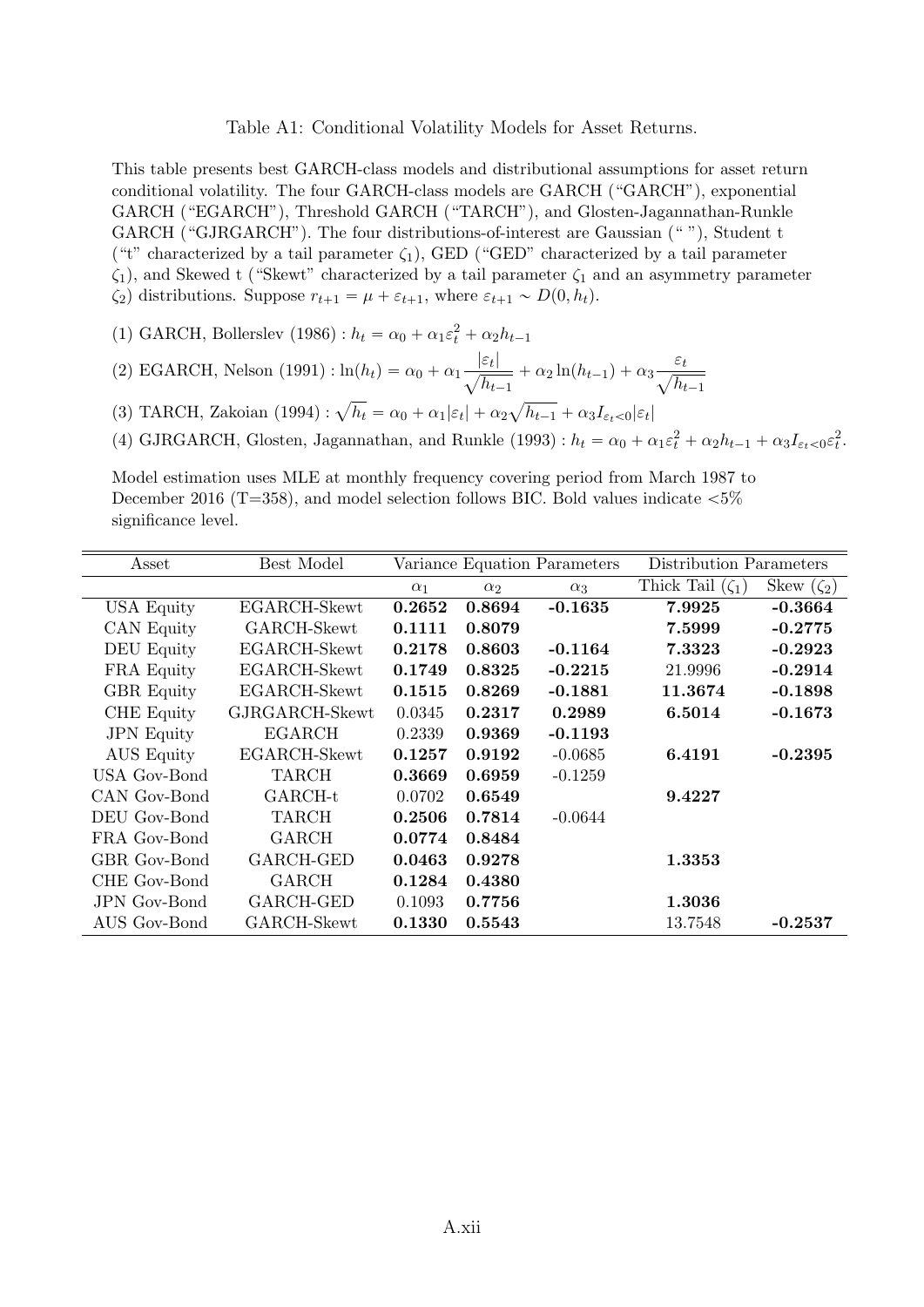Table A1: Conditional Volatility Models for Asset Returns.

This table presents best GARCH-class models and distributional assumptions for asset return conditional volatility. The four GARCH-class models are GARCH ("GARCH"), exponential GARCH ("EGARCH"), Threshold GARCH ("TARCH"), and Glosten-Jagannathan-Runkle GARCH ("GJRGARCH"). The four distributions-of-interest are Gaussian (" "), Student t ("t" characterized by a tail parameter $\zeta_1$), GED ("GED" characterized by a tail parameter $\zeta_1$), and Skewed t ("Skewt" characterized by a tail parameter $\zeta_1$ and an asymmetry parameter $\zeta_2$) distributions. Suppose $r_{t+1} = \mu + \varepsilon_{t+1}$, where $\varepsilon_{t+1} \sim D(0, h_t)$.

(1) GARCH, Bollerslev (1986) : $h_t = \alpha_0 + \alpha_1 \varepsilon_t^2 + \alpha_2 h_{t-1}$

(2) EGARCH, Nelson (1991) : $\ln(h_t) = \alpha_0 + \alpha_1 \frac{|\varepsilon_t|}{\sqrt{h_{t-1}}} + \alpha_2 \ln(h_{t-1}) + \alpha_3 \frac{\varepsilon_t}{\sqrt{h_{t-1}}}$

(3) TARCH, Zakoian (1994) : $\sqrt{h_t} = \alpha_0 + \alpha_1 |\varepsilon_t| + \alpha_2 \sqrt{h_{t-1}} + \alpha_3 I_{\varepsilon_t < 0} |\varepsilon_t|$

(4) GJRGARCH, Glosten, Jagannathan, and Runkle (1993) : $h_t = \alpha_0 + \alpha_1 \varepsilon_t^2 + \alpha_2 h_{t-1} + \alpha_3 I_{\varepsilon_t < 0} \varepsilon_t^2$.

Model estimation uses MLE at monthly frequency covering period from March 1987 to December 2016 (T=358), and model selection follows BIC. Bold values indicate <5% significance level.

| Asset | Best Model | Variance Equation Parameters | | | Distribution Parameters | |
|---|---|---|---|---|---|---|
| | | $\alpha_1$ | $\alpha_2$ | $\alpha_3$ | Thick Tail ($\zeta_1$) | Skew ($\zeta_2$) |
| USA Equity | EGARCH-Skewt | **0.2652** | **0.8694** | **-0.1635** | **7.9925** | **-0.3664** |
| CAN Equity | GARCH-Skewt | **0.1111** | **0.8079** | | **7.5999** | **-0.2775** |
| DEU Equity | EGARCH-Skewt | **0.2178** | **0.8603** | **-0.1164** | **7.3323** | **-0.2923** |
| FRA Equity | EGARCH-Skewt | **0.1749** | **0.8325** | **-0.2215** | 21.9996 | **-0.2914** |
| GBR Equity | EGARCH-Skewt | **0.1515** | **0.8269** | **-0.1881** | **11.3674** | **-0.1898** |
| CHE Equity | GJRGARCH-Skewt | 0.0345 | **0.2317** | **0.2989** | **6.5014** | **-0.1673** |
| JPN Equity | EGARCH | 0.2339 | **0.9369** | **-0.1193** | | |
| AUS Equity | EGARCH-Skewt | **0.1257** | **0.9192** | -0.0685 | **6.4191** | **-0.2395** |
| USA Gov-Bond | TARCH | **0.3669** | **0.6959** | -0.1259 | | |
| CAN Gov-Bond | GARCH-t | 0.0702 | **0.6549** | | **9.4227** | |
| DEU Gov-Bond | TARCH | **0.2506** | **0.7814** | -0.0644 | | |
| FRA Gov-Bond | GARCH | **0.0774** | **0.8484** | | | |
| GBR Gov-Bond | GARCH-GED | **0.0463** | **0.9278** | | **1.3353** | |
| CHE Gov-Bond | GARCH | **0.1284** | **0.4380** | | | |
| JPN Gov-Bond | GARCH-GED | 0.1093 | **0.7756** | | **1.3036** | |
| AUS Gov-Bond | GARCH-Skewt | **0.1330** | **0.5543** | | 13.7548 | **-0.2537** |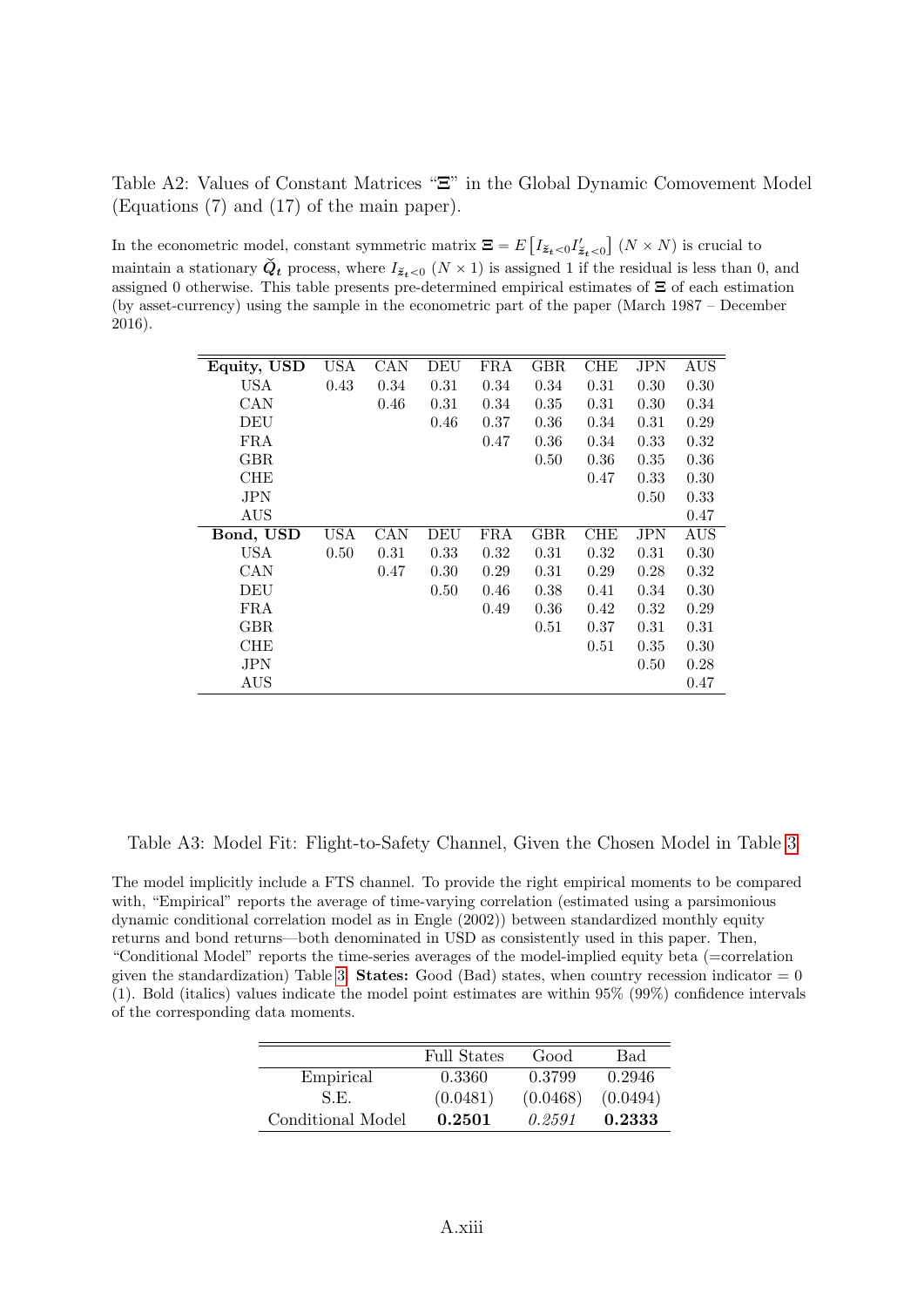Table A2: Values of Constant Matrices “$\Xi$” in the Global Dynamic Comovement Model (Equations (7) and (17) of the main paper).

In the econometric model, constant symmetric matrix $\Xi = E\left[I_{\breve{z}_t<0} I'_{\breve{z}_t<0}\right]$ $(N \times N)$ is crucial to maintain a stationary $\breve{\boldsymbol{Q}}_t$ process, where $I_{\breve{z}_t<0}$ $(N \times 1)$ is assigned 1 if the residual is less than 0, and assigned 0 otherwise. This table presents pre-determined empirical estimates of $\Xi$ of each estimation (by asset-currency) using the sample in the econometric part of the paper (March 1987 – December 2016).

| **Equity, USD** | USA | CAN | DEU | FRA | GBR | CHE | JPN | AUS |
|---|---|---|---|---|---|---|---|---|
| USA | 0.43 | 0.34 | 0.31 | 0.34 | 0.34 | 0.31 | 0.30 | 0.30 |
| CAN | | 0.46 | 0.31 | 0.34 | 0.35 | 0.31 | 0.30 | 0.34 |
| DEU | | | 0.46 | 0.37 | 0.36 | 0.34 | 0.31 | 0.29 |
| FRA | | | | 0.47 | 0.36 | 0.34 | 0.33 | 0.32 |
| GBR | | | | | 0.50 | 0.36 | 0.35 | 0.36 |
| CHE | | | | | | 0.47 | 0.33 | 0.30 |
| JPN | | | | | | | 0.50 | 0.33 |
| AUS | | | | | | | | 0.47 |
| **Bond, USD** | USA | CAN | DEU | FRA | GBR | CHE | JPN | AUS |
| USA | 0.50 | 0.31 | 0.33 | 0.32 | 0.31 | 0.32 | 0.31 | 0.30 |
| CAN | | 0.47 | 0.30 | 0.29 | 0.31 | 0.29 | 0.28 | 0.32 |
| DEU | | | 0.50 | 0.46 | 0.38 | 0.41 | 0.34 | 0.30 |
| FRA | | | | 0.49 | 0.36 | 0.42 | 0.32 | 0.29 |
| GBR | | | | | 0.51 | 0.37 | 0.31 | 0.31 |
| CHE | | | | | | 0.51 | 0.35 | 0.30 |
| JPN | | | | | | | 0.50 | 0.28 |
| AUS | | | | | | | | 0.47 |

Table A3: Model Fit: Flight-to-Safety Channel, Given the Chosen Model in Table 3

The model implicitly include a FTS channel. To provide the right empirical moments to be compared with, “Empirical” reports the average of time-varying correlation (estimated using a parsimonious dynamic conditional correlation model as in Engle (2002)) between standardized monthly equity returns and bond returns—both denominated in USD as consistently used in this paper. Then, “Conditional Model” reports the time-series averages of the model-implied equity beta (=correlation given the standardization) Table 3. **States:** Good (Bad) states, when country recession indicator = 0 (1). Bold (italics) values indicate the model point estimates are within 95% (99%) confidence intervals of the corresponding data moments.

| | Full States | Good | Bad |
|---|---|---|---|
| Empirical | 0.3360 | 0.3799 | 0.2946 |
| S.E. | (0.0481) | (0.0468) | (0.0494) |
| Conditional Model | **0.2501** | *0.2591* | **0.2333** |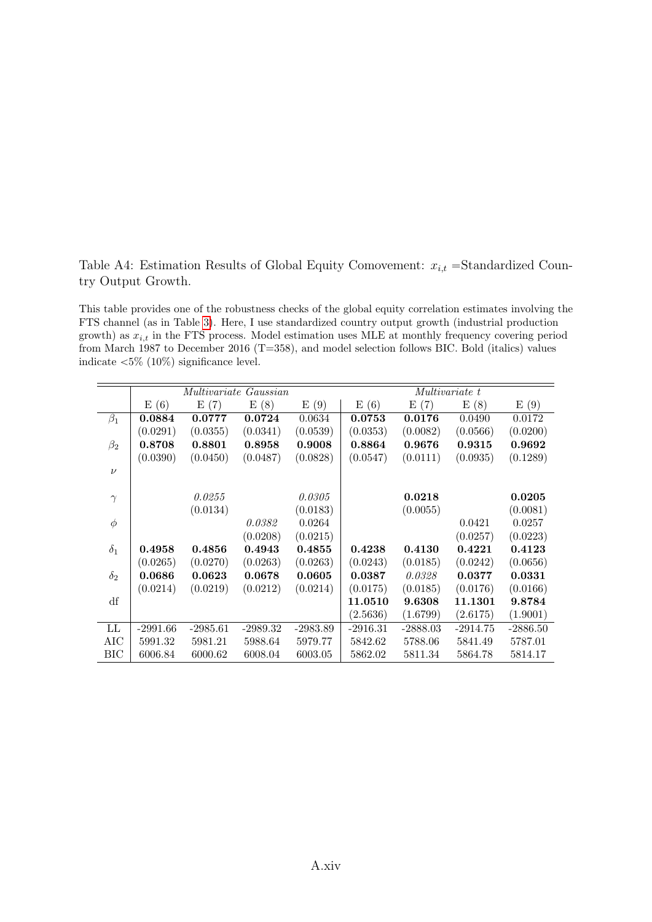Table A4: Estimation Results of Global Equity Comovement: $x_{i,t}$ =Standardized Country Output Growth.

This table provides one of the robustness checks of the global equity correlation estimates involving the FTS channel (as in Table 3). Here, I use standardized country output growth (industrial production growth) as $x_{i,t}$ in the FTS process. Model estimation uses MLE at monthly frequency covering period from March 1987 to December 2016 (T=358), and model selection follows BIC. Bold (italics) values indicate <5% (10%) significance level.

| | *Multivariate Gaussian* | | | | *Multivariate t* | | | |
|---|---|---|---|---|---|---|---|---|
| | E (6) | E (7) | E (8) | E (9) | E (6) | E (7) | E (8) | E (9) |
| $\beta_1$ | **0.0884** | **0.0777** | **0.0724** | 0.0634 | **0.0753** | **0.0176** | 0.0490 | 0.0172 |
| | (0.0291) | (0.0355) | (0.0341) | (0.0539) | (0.0353) | (0.0082) | (0.0566) | (0.0200) |
| $\beta_2$ | **0.8708** | **0.8801** | **0.8958** | **0.9008** | **0.8864** | **0.9676** | **0.9315** | **0.9692** |
| | (0.0390) | (0.0450) | (0.0487) | (0.0828) | (0.0547) | (0.0111) | (0.0935) | (0.1289) |
| $\nu$ | | | | | | | | |
| | | | | | | | | |
| $\gamma$ | | *0.0255* | | *0.0305* | | **0.0218** | | **0.0205** |
| | | (0.0134) | | (0.0183) | | (0.0055) | | (0.0081) |
| $\phi$ | | | *0.0382* | 0.0264 | | | 0.0421 | 0.0257 |
| | | | (0.0208) | (0.0215) | | | (0.0257) | (0.0223) |
| $\delta_1$ | **0.4958** | **0.4856** | **0.4943** | **0.4855** | **0.4238** | **0.4130** | **0.4221** | **0.4123** |
| | (0.0265) | (0.0270) | (0.0263) | (0.0263) | (0.0243) | (0.0185) | (0.0242) | (0.0656) |
| $\delta_2$ | **0.0686** | **0.0623** | **0.0678** | **0.0605** | **0.0387** | *0.0328* | **0.0377** | **0.0331** |
| | (0.0214) | (0.0219) | (0.0212) | (0.0214) | (0.0175) | (0.0185) | (0.0176) | (0.0166) |
| df | | | | | **11.0510** | **9.6308** | **11.1301** | **9.8784** |
| | | | | | (2.5636) | (1.6799) | (2.6175) | (1.9001) |
| LL | -2991.66 | -2985.61 | -2989.32 | -2983.89 | -2916.31 | -2888.03 | -2914.75 | -2886.50 |
| AIC | 5991.32 | 5981.21 | 5988.64 | 5979.77 | 5842.62 | 5788.06 | 5841.49 | 5787.01 |
| BIC | 6006.84 | 6000.62 | 6008.04 | 6003.05 | 5862.02 | 5811.34 | 5864.78 | 5814.17 |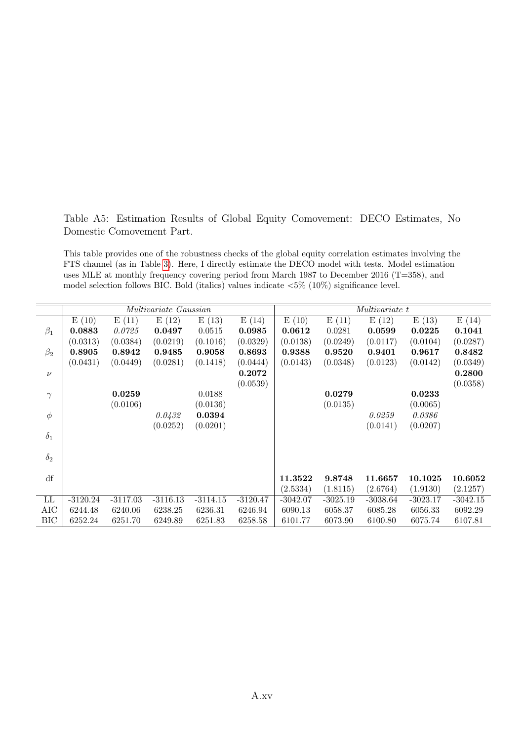Table A5: Estimation Results of Global Equity Comovement: DECO Estimates, No Domestic Comovement Part.

This table provides one of the robustness checks of the global equity correlation estimates involving the FTS channel (as in Table 3). Here, I directly estimate the DECO model with tests. Model estimation uses MLE at monthly frequency covering period from March 1987 to December 2016 (T=358), and model selection follows BIC. Bold (italics) values indicate <5% (10%) significance level.

| | *Multivariate Gaussian* | | | | | *Multivariate t* | | | | |
|---|---|---|---|---|---|---|---|---|---|---|
| | E (10) | E (11) | E (12) | E (13) | E (14) | E (10) | E (11) | E (12) | E (13) | E (14) |
| $\beta_1$ | **0.0883** | *0.0725* | **0.0497** | 0.0515 | **0.0985** | **0.0612** | 0.0281 | **0.0599** | **0.0225** | **0.1041** |
| | (0.0313) | (0.0384) | (0.0219) | (0.1016) | (0.0329) | (0.0138) | (0.0249) | (0.0117) | (0.0104) | (0.0287) |
| $\beta_2$ | **0.8905** | **0.8942** | **0.9485** | **0.9058** | **0.8693** | **0.9388** | **0.9520** | **0.9401** | **0.9617** | **0.8482** |
| | (0.0431) | (0.0449) | (0.0281) | (0.1418) | (0.0444) | (0.0143) | (0.0348) | (0.0123) | (0.0142) | (0.0349) |
| $\nu$ | | | | | **0.2072** | | | | | **0.2800** |
| | | | | | (0.0539) | | | | | (0.0358) |
| $\gamma$ | | **0.0259** | | 0.0188 | | | **0.0279** | | **0.0233** | |
| | | (0.0106) | | (0.0136) | | | (0.0135) | | (0.0065) | |
| $\phi$ | | | *0.0432* | **0.0394** | | | | *0.0259* | *0.0386* | |
| | | | (0.0252) | (0.0201) | | | | (0.0141) | (0.0207) | |
| $\delta_1$ | | | | | | | | | | |
| $\delta_2$ | | | | | | | | | | |
| df | | | | | | **11.3522** | **9.8748** | **11.6657** | **10.1025** | **10.6052** |
| | | | | | | (2.5334) | (1.8115) | (2.6764) | (1.9130) | (2.1257) |
| LL | -3120.24 | -3117.03 | -3116.13 | -3114.15 | -3120.47 | -3042.07 | -3025.19 | -3038.64 | -3023.17 | -3042.15 |
| AIC | 6244.48 | 6240.06 | 6238.25 | 6236.31 | 6246.94 | 6090.13 | 6058.37 | 6085.28 | 6056.33 | 6092.29 |
| BIC | 6252.24 | 6251.70 | 6249.89 | 6251.83 | 6258.58 | 6101.77 | 6073.90 | 6100.80 | 6075.74 | 6107.81 |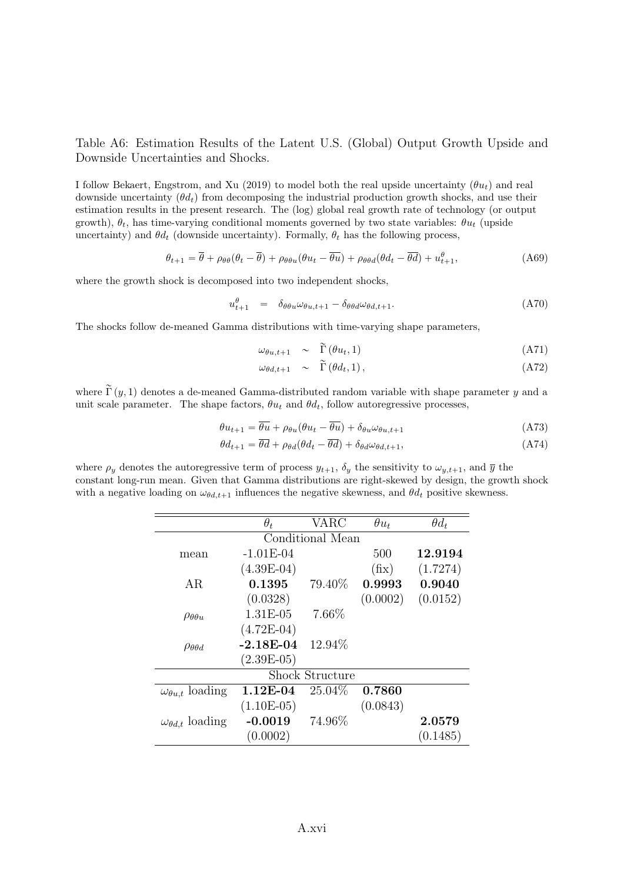Table A6: Estimation Results of the Latent U.S. (Global) Output Growth Upside and Downside Uncertainties and Shocks.

I follow Bekaert, Engstrom, and Xu (2019) to model both the real upside uncertainty ($\theta u_t$) and real downside uncertainty ($\theta d_t$) from decomposing the industrial production growth shocks, and use their estimation results in the present research. The (log) global real growth rate of technology (or output growth), $\theta_t$, has time-varying conditional moments governed by two state variables: $\theta u_t$ (upside uncertainty) and $\theta d_t$ (downside uncertainty). Formally, $\theta_t$ has the following process,

$$\theta_{t+1} = \overline{\theta} + \rho_{\theta\theta}(\theta_t - \overline{\theta}) + \rho_{\theta\theta u}(\theta u_t - \overline{\theta u}) + \rho_{\theta\theta d}(\theta d_t - \overline{\theta d}) + u^{\theta}_{t+1}, \tag{A69}$$

where the growth shock is decomposed into two independent shocks,

$$u^{\theta}_{t+1} \quad = \quad \delta_{\theta\theta u}\omega_{\theta u,t+1} - \delta_{\theta\theta d}\omega_{\theta d,t+1}. \tag{A70}$$

The shocks follow de-meaned Gamma distributions with time-varying shape parameters,

$$\omega_{\theta u,t+1} \quad \sim \quad \widetilde{\Gamma}\left(\theta u_t, 1\right) \tag{A71}$$

$$\omega_{\theta d,t+1} \quad \sim \quad \widetilde{\Gamma}\left(\theta d_t, 1\right), \tag{A72}$$

where $\widetilde{\Gamma}\left(y, 1\right)$ denotes a de-meaned Gamma-distributed random variable with shape parameter $y$ and a unit scale parameter. The shape factors, $\theta u_t$ and $\theta d_t$, follow autoregressive processes,

$$\theta u_{t+1} = \overline{\theta u} + \rho_{\theta u}(\theta u_t - \overline{\theta u}) + \delta_{\theta u}\omega_{\theta u,t+1} \tag{A73}$$

$$\theta d_{t+1} = \overline{\theta d} + \rho_{\theta d}(\theta d_t - \overline{\theta d}) + \delta_{\theta d}\omega_{\theta d,t+1}, \tag{A74}$$

where $\rho_y$ denotes the autoregressive term of process $y_{t+1}$, $\delta_y$ the sensitivity to $\omega_{y,t+1}$, and $\overline{y}$ the constant long-run mean. Given that Gamma distributions are right-skewed by design, the growth shock with a negative loading on $\omega_{\theta d,t+1}$ influences the negative skewness, and $\theta d_t$ positive skewness.

| | $\theta_t$ | VARC | $\theta u_t$ | $\theta d_t$ |
|---|---|---|---|---|
| | | Conditional Mean | | |
| mean | -1.01E-04 | | 500 | **12.9194** |
| | (4.39E-04) | | (fix) | (1.7274) |
| AR | **0.1395** | 79.40% | **0.9993** | **0.9040** |
| | (0.0328) | | (0.0002) | (0.0152) |
| $\rho_{\theta\theta u}$ | 1.31E-05 | 7.66% | | |
| | (4.72E-04) | | | |
| $\rho_{\theta\theta d}$ | **-2.18E-04** | 12.94% | | |
| | (2.39E-05) | | | |
| | | Shock Structure | | |
| $\omega_{\theta u,t}$ loading | **1.12E-04** | 25.04% | **0.7860** | |
| | (1.10E-05) | | (0.0843) | |
| $\omega_{\theta d,t}$ loading | **-0.0019** | 74.96% | | **2.0579** |
| | (0.0002) | | | (0.1485) |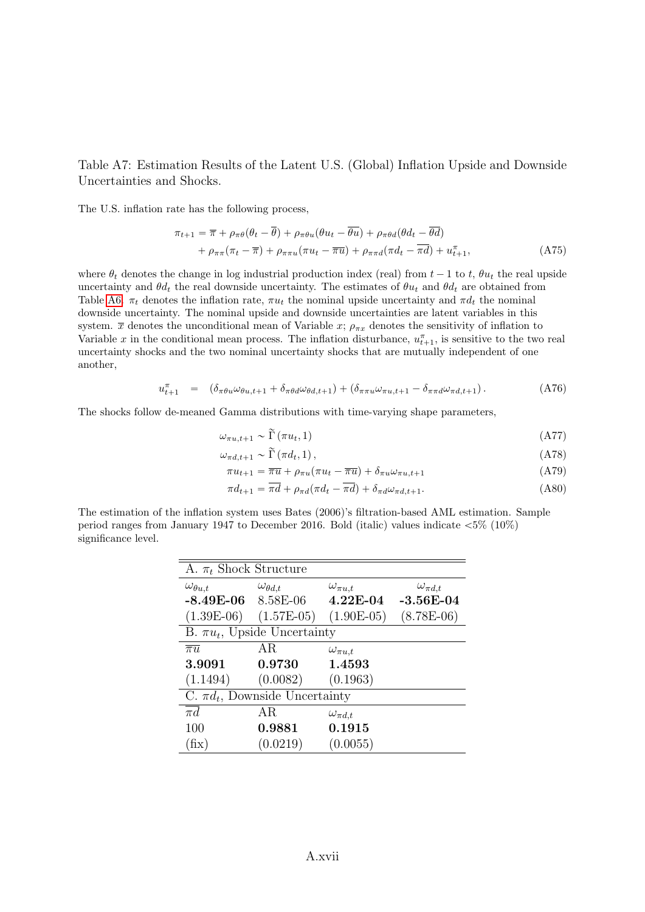Table A7: Estimation Results of the Latent U.S. (Global) Inflation Upside and Downside Uncertainties and Shocks.

The U.S. inflation rate has the following process,

$$\begin{aligned}\pi_{t+1} = & \ \overline{\pi} + \rho_{\pi\theta}(\theta_t - \overline{\theta}) + \rho_{\pi\theta u}(\theta u_t - \overline{\theta u}) + \rho_{\pi\theta d}(\theta d_t - \overline{\theta d}) \\ & + \rho_{\pi\pi}(\pi_t - \overline{\pi}) + \rho_{\pi\pi u}(\pi u_t - \overline{\pi u}) + \rho_{\pi\pi d}(\pi d_t - \overline{\pi d}) + u^{\pi}_{t+1},\end{aligned} \tag{A75}$$

where $\theta_t$ denotes the change in log industrial production index (real) from $t-1$ to $t$, $\theta u_t$ the real upside uncertainty and $\theta d_t$ the real downside uncertainty. The estimates of $\theta u_t$ and $\theta d_t$ are obtained from Table A6. $\pi_t$ denotes the inflation rate, $\pi u_t$ the nominal upside uncertainty and $\pi d_t$ the nominal downside uncertainty. The nominal upside and downside uncertainties are latent variables in this system. $\overline{x}$ denotes the unconditional mean of Variable $x$; $\rho_{\pi x}$ denotes the sensitivity of inflation to Variable $x$ in the conditional mean process. The inflation disturbance, $u^{\pi}_{t+1}$, is sensitive to the two real uncertainty shocks and the two nominal uncertainty shocks that are mutually independent of one another,

$$u^{\pi}_{t+1} = (\delta_{\pi\theta u}\omega_{\theta u,t+1} + \delta_{\pi\theta d}\omega_{\theta d,t+1}) + (\delta_{\pi\pi u}\omega_{\pi u,t+1} - \delta_{\pi\pi d}\omega_{\pi d,t+1}). \tag{A76}$$

The shocks follow de-meaned Gamma distributions with time-varying shape parameters,

$$\omega_{\pi u,t+1} \sim \widetilde{\Gamma}(\pi u_t, 1) \tag{A77}$$

$$\omega_{\pi d,t+1} \sim \widetilde{\Gamma}(\pi d_t, 1), \tag{A78}$$

$$\pi u_{t+1} = \overline{\pi u} + \rho_{\pi u}(\pi u_t - \overline{\pi u}) + \delta_{\pi u}\omega_{\pi u,t+1} \tag{A79}$$

$$\pi d_{t+1} = \overline{\pi d} + \rho_{\pi d}(\pi d_t - \overline{\pi d}) + \delta_{\pi d}\omega_{\pi d,t+1}. \tag{A80}$$

The estimation of the inflation system uses Bates (2006)'s filtration-based AML estimation. Sample period ranges from January 1947 to December 2016. Bold (italic) values indicate <5% (10%) significance level.

| A. $\pi_t$ Shock Structure | | | |
|---|---|---|---|
| $\omega_{\theta u,t}$ | $\omega_{\theta d,t}$ | $\omega_{\pi u,t}$ | $\omega_{\pi d,t}$ |
| **-8.49E-06** | 8.58E-06 | **4.22E-04** | **-3.56E-04** |
| (1.39E-06) | (1.57E-05) | (1.90E-05) | (8.78E-06) |
| B. $\pi u_t$, Upside Uncertainty | | | |
| $\overline{\pi u}$ | AR | $\omega_{\pi u,t}$ | |
| **3.9091** | **0.9730** | **1.4593** | |
| (1.1494) | (0.0082) | (0.1963) | |
| C. $\pi d_t$, Downside Uncertainty | | | |
| $\overline{\pi d}$ | AR | $\omega_{\pi d,t}$ | |
| 100 | **0.9881** | **0.1915** | |
| (fix) | (0.0219) | (0.0055) | |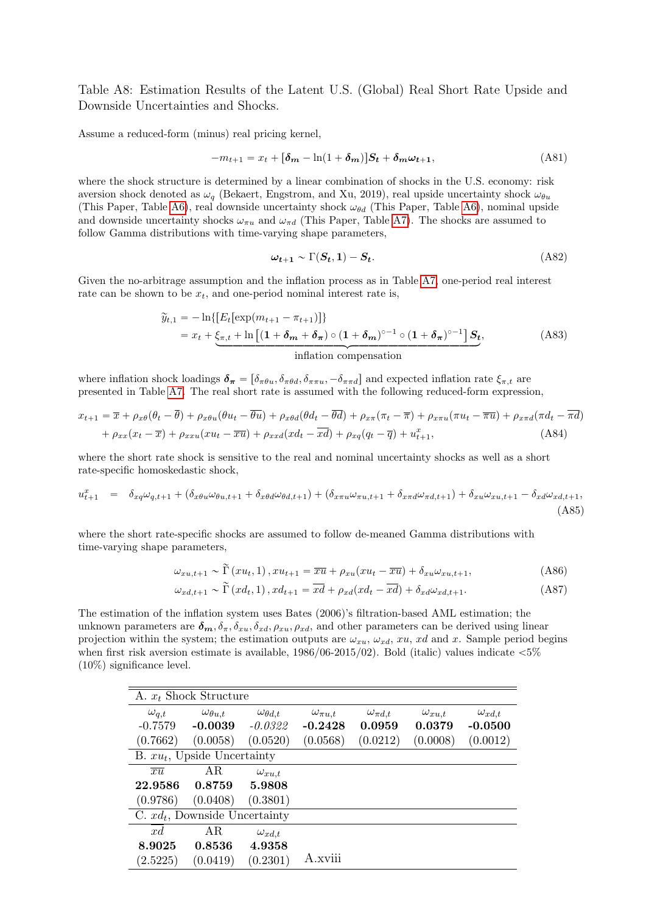Table A8: Estimation Results of the Latent U.S. (Global) Real Short Rate Upside and Downside Uncertainties and Shocks.

Assume a reduced-form (minus) real pricing kernel,

$$-m_{t+1} = x_t + [\boldsymbol{\delta_m} - \ln(1+\boldsymbol{\delta_m})]\boldsymbol{S_t} + \boldsymbol{\delta_m}\boldsymbol{\omega_{t+1}}, \tag{A81}$$

where the shock structure is determined by a linear combination of shocks in the U.S. economy: risk aversion shock denoted as $\omega_q$ (Bekaert, Engstrom, and Xu, 2019), real upside uncertainty shock $\omega_{\theta u}$ (This Paper, Table A6), real downside uncertainty shock $\omega_{\theta d}$ (This Paper, Table A6), nominal upside and downside uncertainty shocks $\omega_{\pi u}$ and $\omega_{\pi d}$ (This Paper, Table A7). The shocks are assumed to follow Gamma distributions with time-varying shape parameters,

$$\boldsymbol{\omega_{t+1}} \sim \Gamma(\boldsymbol{S_t}, \mathbf{1}) - \boldsymbol{S_t}. \tag{A82}$$

Given the no-arbitrage assumption and the inflation process as in Table A7, one-period real interest rate can be shown to be $x_t$, and one-period nominal interest rate is,

$$\begin{aligned}\widetilde{y}_{t,1} &= -\ln\{[E_t[\exp(m_{t+1} - \pi_{t+1})]\} \\ &= x_t + \underbrace{\xi_{\pi,t} + \ln\left[(\mathbf{1}+\boldsymbol{\delta_m}+\boldsymbol{\delta_\pi}) \circ (\mathbf{1}+\boldsymbol{\delta_m})^{\circ -1} \circ (\mathbf{1}+\boldsymbol{\delta_\pi})^{\circ -1}\right]\boldsymbol{S_t}}_{\text{inflation compensation}},\end{aligned} \tag{A83}$$

where inflation shock loadings $\boldsymbol{\delta_\pi} = [\delta_{\pi\theta u}, \delta_{\pi\theta d}, \delta_{\pi\pi u}, -\delta_{\pi\pi d}]$ and expected inflation rate $\xi_{\pi,t}$ are presented in Table A7. The real short rate is assumed with the following reduced-form expression,

$$\begin{aligned}x_{t+1} = \overline{x} &+ \rho_{x\theta}(\theta_t - \overline{\theta}) + \rho_{x\theta u}(\theta u_t - \overline{\theta u}) + \rho_{x\theta d}(\theta d_t - \overline{\theta d}) + \rho_{x\pi}(\pi_t - \overline{\pi}) + \rho_{x\pi u}(\pi u_t - \overline{\pi u}) + \rho_{x\pi d}(\pi d_t - \overline{\pi d}) \\ &+ \rho_{xx}(x_t - \overline{x}) + \rho_{xxu}(xu_t - \overline{xu}) + \rho_{xxd}(xd_t - \overline{xd}) + \rho_{xq}(q_t - \overline{q}) + u^x_{t+1},\end{aligned} \tag{A84}$$

where the short rate shock is sensitive to the real and nominal uncertainty shocks as well as a short rate-specific homoskedastic shock,

$$u^x_{t+1} = \delta_{xq}\omega_{q,t+1} + (\delta_{x\theta u}\omega_{\theta u,t+1} + \delta_{x\theta d}\omega_{\theta d,t+1}) + (\delta_{x\pi u}\omega_{\pi u,t+1} + \delta_{x\pi d}\omega_{\pi d,t+1}) + \delta_{xu}\omega_{xu,t+1} - \delta_{xd}\omega_{xd,t+1}, \tag{A85}$$

where the short rate-specific shocks are assumed to follow de-meaned Gamma distributions with time-varying shape parameters,

$$\omega_{xu,t+1} \sim \widetilde{\Gamma}(xu_t, 1),\ xu_{t+1} = \overline{xu} + \rho_{xu}(xu_t - \overline{xu}) + \delta_{xu}\omega_{xu,t+1}, \tag{A86}$$

$$\omega_{xd,t+1} \sim \widetilde{\Gamma}(xd_t, 1),\ xd_{t+1} = \overline{xd} + \rho_{xd}(xd_t - \overline{xd}) + \delta_{xd}\omega_{xd,t+1}. \tag{A87}$$

The estimation of the inflation system uses Bates (2006)'s filtration-based AML estimation; the unknown parameters are $\boldsymbol{\delta_m}, \delta_\pi, \delta_{xu}, \delta_{xd}, \rho_{xu}, \rho_{xd}$, and other parameters can be derived using linear projection within the system; the estimation outputs are $\omega_{xu}$, $\omega_{xd}$, $xu$, $xd$ and $x$. Sample period begins when first risk aversion estimate is available, 1986/06-2015/02). Bold (italic) values indicate <5% (10%) significance level.

| A. $x_t$ Shock Structure | | | | | | |
|---|---|---|---|---|---|---|
| $\omega_{q,t}$ | $\omega_{\theta u,t}$ | $\omega_{\theta d,t}$ | $\omega_{\pi u,t}$ | $\omega_{\pi d,t}$ | $\omega_{xu,t}$ | $\omega_{xd,t}$ |
| -0.7579 | **-0.0039** | *-0.0322* | **-0.2428** | **0.0959** | **0.0379** | **-0.0500** |
| (0.7662) | (0.0058) | (0.0520) | (0.0568) | (0.0212) | (0.0008) | (0.0012) |
| B. $xu_t$, Upside Uncertainty | | | | | | |
| $\overline{xu}$ | AR | $\omega_{xu,t}$ | | | | |
| **22.9586** | **0.8759** | **5.9808** | | | | |
| (0.9786) | (0.0408) | (0.3801) | | | | |
| C. $xd_t$, Downside Uncertainty | | | | | | |
| $\overline{xd}$ | AR | $\omega_{xd,t}$ | | | | |
| **8.9025** | **0.8536** | **4.9358** | | | | |
| (2.5225) | (0.0419) | (0.2301) | | | | |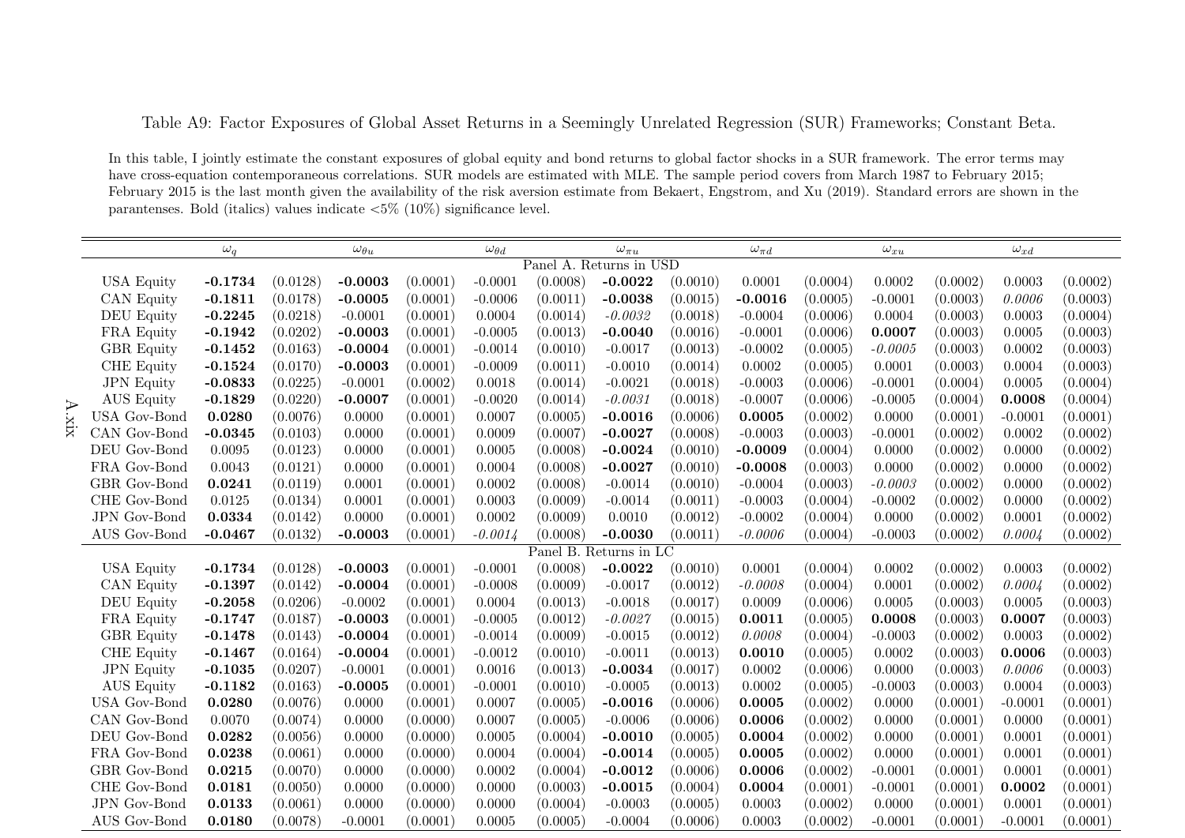Table A9: Factor Exposures of Global Asset Returns in a Seemingly Unrelated Regression (SUR) Frameworks; Constant Beta.

In this table, I jointly estimate the constant exposures of global equity and bond returns to global factor shocks in a SUR framework. The error terms may have cross-equation contemporaneous correlations. SUR models are estimated with MLE. The sample period covers from March 1987 to February 2015; February 2015 is the last month given the availability of the risk aversion estimate from Bekaert, Engstrom, and Xu (2019). Standard errors are shown in the parantenses. Bold (italics) values indicate <5% (10%) significance level.

| | $\omega_q$ | | $\omega_{\theta u}$ | | $\omega_{\theta d}$ | | $\omega_{\pi u}$ | | $\omega_{\pi d}$ | | $\omega_{xu}$ | | $\omega_{xd}$ | |
|---|---|---|---|---|---|---|---|---|---|---|---|---|---|---|
| **Panel A. Returns in USD** | | | | | | | | | | | | | | |
| USA Equity | **-0.1734** | (0.0128) | **-0.0003** | (0.0001) | -0.0001 | (0.0008) | **-0.0022** | (0.0010) | 0.0001 | (0.0004) | 0.0002 | (0.0002) | 0.0003 | (0.0002) |
| CAN Equity | **-0.1811** | (0.0178) | **-0.0005** | (0.0001) | -0.0006 | (0.0011) | **-0.0038** | (0.0015) | **-0.0016** | (0.0005) | -0.0001 | (0.0003) | *0.0006* | (0.0003) |
| DEU Equity | **-0.2245** | (0.0218) | -0.0001 | (0.0001) | 0.0004 | (0.0014) | *-0.0032* | (0.0018) | -0.0004 | (0.0006) | 0.0004 | (0.0003) | 0.0003 | (0.0004) |
| FRA Equity | **-0.1942** | (0.0202) | **-0.0003** | (0.0001) | -0.0005 | (0.0013) | **-0.0040** | (0.0016) | -0.0001 | (0.0006) | **0.0007** | (0.0003) | 0.0005 | (0.0003) |
| GBR Equity | **-0.1452** | (0.0163) | **-0.0004** | (0.0001) | -0.0014 | (0.0010) | -0.0017 | (0.0013) | -0.0002 | (0.0005) | *-0.0005* | (0.0003) | 0.0002 | (0.0003) |
| CHE Equity | **-0.1524** | (0.0170) | **-0.0003** | (0.0001) | -0.0009 | (0.0011) | -0.0010 | (0.0014) | 0.0002 | (0.0005) | 0.0001 | (0.0003) | 0.0004 | (0.0003) |
| JPN Equity | **-0.0833** | (0.0225) | -0.0001 | (0.0002) | 0.0018 | (0.0014) | -0.0021 | (0.0018) | -0.0003 | (0.0006) | -0.0001 | (0.0004) | 0.0005 | (0.0004) |
| AUS Equity | **-0.1829** | (0.0220) | **-0.0007** | (0.0001) | -0.0020 | (0.0014) | *-0.0031* | (0.0018) | -0.0007 | (0.0006) | -0.0005 | (0.0004) | **0.0008** | (0.0004) |
| USA Gov-Bond | **0.0280** | (0.0076) | 0.0000 | (0.0001) | 0.0007 | (0.0005) | **-0.0016** | (0.0006) | **0.0005** | (0.0002) | 0.0000 | (0.0001) | -0.0001 | (0.0001) |
| CAN Gov-Bond | **-0.0345** | (0.0103) | 0.0000 | (0.0001) | 0.0009 | (0.0007) | **-0.0027** | (0.0008) | -0.0003 | (0.0003) | -0.0001 | (0.0002) | 0.0002 | (0.0002) |
| DEU Gov-Bond | 0.0095 | (0.0123) | 0.0000 | (0.0001) | 0.0005 | (0.0008) | **-0.0024** | (0.0010) | **-0.0009** | (0.0004) | 0.0000 | (0.0002) | 0.0000 | (0.0002) |
| FRA Gov-Bond | 0.0043 | (0.0121) | 0.0000 | (0.0001) | 0.0004 | (0.0008) | **-0.0027** | (0.0010) | **-0.0008** | (0.0003) | 0.0000 | (0.0002) | 0.0000 | (0.0002) |
| GBR Gov-Bond | **0.0241** | (0.0119) | 0.0001 | (0.0001) | 0.0002 | (0.0008) | -0.0014 | (0.0010) | -0.0004 | (0.0003) | *-0.0003* | (0.0002) | 0.0000 | (0.0002) |
| CHE Gov-Bond | 0.0125 | (0.0134) | 0.0001 | (0.0001) | 0.0003 | (0.0009) | -0.0014 | (0.0011) | -0.0003 | (0.0004) | -0.0002 | (0.0002) | 0.0000 | (0.0002) |
| JPN Gov-Bond | **0.0334** | (0.0142) | 0.0000 | (0.0001) | 0.0002 | (0.0009) | 0.0010 | (0.0012) | -0.0002 | (0.0004) | 0.0000 | (0.0002) | 0.0001 | (0.0002) |
| AUS Gov-Bond | **-0.0467** | (0.0132) | **-0.0003** | (0.0001) | *-0.0014* | (0.0008) | **-0.0030** | (0.0011) | *-0.0006* | (0.0004) | -0.0003 | (0.0002) | *0.0004* | (0.0002) |
| **Panel B. Returns in LC** | | | | | | | | | | | | | | |
| USA Equity | **-0.1734** | (0.0128) | **-0.0003** | (0.0001) | -0.0001 | (0.0008) | **-0.0022** | (0.0010) | 0.0001 | (0.0004) | 0.0002 | (0.0002) | 0.0003 | (0.0002) |
| CAN Equity | **-0.1397** | (0.0142) | **-0.0004** | (0.0001) | -0.0008 | (0.0009) | -0.0017 | (0.0012) | *-0.0008* | (0.0004) | 0.0001 | (0.0002) | *0.0004* | (0.0002) |
| DEU Equity | **-0.2058** | (0.0206) | -0.0002 | (0.0001) | 0.0004 | (0.0013) | -0.0018 | (0.0017) | 0.0009 | (0.0006) | 0.0005 | (0.0003) | 0.0005 | (0.0003) |
| FRA Equity | **-0.1747** | (0.0187) | **-0.0003** | (0.0001) | -0.0005 | (0.0012) | *-0.0027* | (0.0015) | **0.0011** | (0.0005) | **0.0008** | (0.0003) | **0.0007** | (0.0003) |
| GBR Equity | **-0.1478** | (0.0143) | **-0.0004** | (0.0001) | -0.0014 | (0.0009) | -0.0015 | (0.0012) | *0.0008* | (0.0004) | -0.0003 | (0.0002) | 0.0003 | (0.0002) |
| CHE Equity | **-0.1467** | (0.0164) | **-0.0004** | (0.0001) | -0.0012 | (0.0010) | -0.0011 | (0.0013) | **0.0010** | (0.0005) | 0.0002 | (0.0003) | **0.0006** | (0.0003) |
| JPN Equity | **-0.1035** | (0.0207) | -0.0001 | (0.0001) | 0.0016 | (0.0013) | **-0.0034** | (0.0017) | 0.0002 | (0.0006) | 0.0000 | (0.0003) | *0.0006* | (0.0003) |
| AUS Equity | **-0.1182** | (0.0163) | **-0.0005** | (0.0001) | -0.0001 | (0.0010) | -0.0005 | (0.0013) | 0.0002 | (0.0005) | -0.0003 | (0.0003) | 0.0004 | (0.0003) |
| USA Gov-Bond | **0.0280** | (0.0076) | 0.0000 | (0.0001) | 0.0007 | (0.0005) | **-0.0016** | (0.0006) | **0.0005** | (0.0002) | 0.0000 | (0.0001) | -0.0001 | (0.0001) |
| CAN Gov-Bond | 0.0070 | (0.0074) | 0.0000 | (0.0000) | 0.0007 | (0.0005) | -0.0006 | (0.0006) | **0.0006** | (0.0002) | 0.0000 | (0.0001) | 0.0000 | (0.0001) |
| DEU Gov-Bond | **0.0282** | (0.0056) | 0.0000 | (0.0000) | 0.0005 | (0.0004) | **-0.0010** | (0.0005) | **0.0004** | (0.0002) | 0.0000 | (0.0001) | 0.0001 | (0.0001) |
| FRA Gov-Bond | **0.0238** | (0.0061) | 0.0000 | (0.0000) | 0.0004 | (0.0004) | **-0.0014** | (0.0005) | **0.0005** | (0.0002) | 0.0000 | (0.0001) | 0.0001 | (0.0001) |
| GBR Gov-Bond | **0.0215** | (0.0070) | 0.0000 | (0.0000) | 0.0002 | (0.0004) | **-0.0012** | (0.0006) | **0.0006** | (0.0002) | -0.0001 | (0.0001) | 0.0001 | (0.0001) |
| CHE Gov-Bond | **0.0181** | (0.0050) | 0.0000 | (0.0000) | 0.0000 | (0.0003) | **-0.0015** | (0.0004) | **0.0004** | (0.0001) | -0.0001 | (0.0001) | **0.0002** | (0.0001) |
| JPN Gov-Bond | **0.0133** | (0.0061) | 0.0000 | (0.0000) | 0.0000 | (0.0004) | -0.0003 | (0.0005) | 0.0003 | (0.0002) | 0.0000 | (0.0001) | 0.0001 | (0.0001) |
| AUS Gov-Bond | **0.0180** | (0.0078) | -0.0001 | (0.0001) | 0.0005 | (0.0005) | -0.0004 | (0.0006) | 0.0003 | (0.0002) | -0.0001 | (0.0001) | -0.0001 | (0.0001) |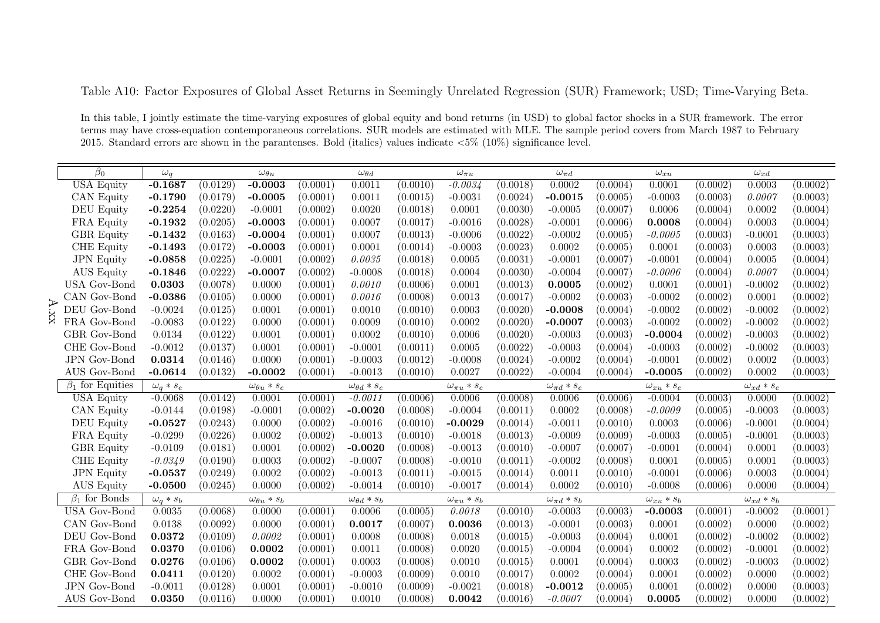Table A10: Factor Exposures of Global Asset Returns in Seemingly Unrelated Regression (SUR) Framework; USD; Time-Varying Beta.

In this table, I jointly estimate the time-varying exposures of global equity and bond returns (in USD) to global factor shocks in a SUR framework. The error terms may have cross-equation contemporaneous correlations. SUR models are estimated with MLE. The sample period covers from March 1987 to February 2015. Standard errors are shown in the parantenses. Bold (italics) values indicate <5% (10%) significance level.

| $\beta_0$ | $\omega_q$ | | $\omega_{\theta u}$ | | $\omega_{\theta d}$ | | $\omega_{\pi u}$ | | $\omega_{\pi d}$ | | $\omega_{xu}$ | | $\omega_{xd}$ | |
|---|---|---|---|---|---|---|---|---|---|---|---|---|---|---|
| USA Equity | **-0.1687** | (0.0129) | **-0.0003** | (0.0001) | 0.0011 | (0.0010) | *-0.0034* | (0.0018) | 0.0002 | (0.0004) | 0.0001 | (0.0002) | 0.0003 | (0.0002) |
| CAN Equity | **-0.1790** | (0.0179) | **-0.0005** | (0.0001) | 0.0011 | (0.0015) | -0.0031 | (0.0024) | **-0.0015** | (0.0005) | -0.0003 | (0.0003) | *0.0007* | (0.0003) |
| DEU Equity | **-0.2254** | (0.0220) | -0.0001 | (0.0002) | 0.0020 | (0.0018) | 0.0001 | (0.0030) | -0.0005 | (0.0007) | 0.0006 | (0.0004) | 0.0002 | (0.0004) |
| FRA Equity | **-0.1932** | (0.0205) | **-0.0003** | (0.0001) | 0.0007 | (0.0017) | -0.0016 | (0.0028) | -0.0001 | (0.0006) | **0.0008** | (0.0004) | 0.0003 | (0.0004) |
| GBR Equity | **-0.1432** | (0.0163) | **-0.0004** | (0.0001) | 0.0007 | (0.0013) | -0.0006 | (0.0022) | -0.0002 | (0.0005) | *-0.0005* | (0.0003) | -0.0001 | (0.0003) |
| CHE Equity | **-0.1493** | (0.0172) | **-0.0003** | (0.0001) | 0.0001 | (0.0014) | -0.0003 | (0.0023) | 0.0002 | (0.0005) | 0.0001 | (0.0003) | 0.0003 | (0.0003) |
| JPN Equity | **-0.0858** | (0.0225) | -0.0001 | (0.0002) | *0.0035* | (0.0018) | 0.0005 | (0.0031) | -0.0001 | (0.0007) | -0.0001 | (0.0004) | 0.0005 | (0.0004) |
| AUS Equity | **-0.1846** | (0.0222) | **-0.0007** | (0.0002) | -0.0008 | (0.0018) | 0.0004 | (0.0030) | -0.0004 | (0.0007) | *-0.0006* | (0.0004) | *0.0007* | (0.0004) |
| USA Gov-Bond | **0.0303** | (0.0078) | 0.0000 | (0.0001) | *0.0010* | (0.0006) | 0.0001 | (0.0013) | **0.0005** | (0.0002) | 0.0001 | (0.0001) | -0.0002 | (0.0002) |
| CAN Gov-Bond | **-0.0386** | (0.0105) | 0.0000 | (0.0001) | *0.0016* | (0.0008) | 0.0013 | (0.0017) | -0.0002 | (0.0003) | -0.0002 | (0.0002) | 0.0001 | (0.0002) |
| DEU Gov-Bond | -0.0024 | (0.0125) | 0.0001 | (0.0001) | 0.0010 | (0.0010) | 0.0003 | (0.0020) | **-0.0008** | (0.0004) | -0.0002 | (0.0002) | -0.0002 | (0.0002) |
| FRA Gov-Bond | -0.0083 | (0.0122) | 0.0000 | (0.0001) | 0.0009 | (0.0010) | 0.0002 | (0.0020) | **-0.0007** | (0.0003) | -0.0002 | (0.0002) | -0.0002 | (0.0002) |
| GBR Gov-Bond | 0.0134 | (0.0122) | 0.0001 | (0.0001) | 0.0002 | (0.0010) | 0.0006 | (0.0020) | -0.0003 | (0.0003) | **-0.0004** | (0.0002) | -0.0003 | (0.0002) |
| CHE Gov-Bond | -0.0012 | (0.0137) | 0.0001 | (0.0001) | -0.0001 | (0.0011) | 0.0005 | (0.0022) | -0.0003 | (0.0004) | -0.0003 | (0.0002) | -0.0002 | (0.0003) |
| JPN Gov-Bond | **0.0314** | (0.0146) | 0.0000 | (0.0001) | -0.0003 | (0.0012) | -0.0008 | (0.0024) | -0.0002 | (0.0004) | -0.0001 | (0.0002) | 0.0002 | (0.0003) |
| AUS Gov-Bond | **-0.0614** | (0.0132) | **-0.0002** | (0.0001) | -0.0013 | (0.0010) | 0.0027 | (0.0022) | -0.0004 | (0.0004) | **-0.0005** | (0.0002) | 0.0002 | (0.0003) |
| $\beta_1$ for Equities | $\omega_q * s_e$ | | $\omega_{\theta u} * s_e$ | | $\omega_{\theta d} * s_e$ | | $\omega_{\pi u} * s_e$ | | $\omega_{\pi d} * s_e$ | | $\omega_{xu} * s_e$ | | $\omega_{xd} * s_e$ | |
| USA Equity | -0.0068 | (0.0142) | 0.0001 | (0.0001) | *-0.0011* | (0.0006) | 0.0006 | (0.0008) | 0.0006 | (0.0006) | -0.0004 | (0.0003) | 0.0000 | (0.0002) |
| CAN Equity | -0.0144 | (0.0198) | -0.0001 | (0.0002) | **-0.0020** | (0.0008) | -0.0004 | (0.0011) | 0.0002 | (0.0008) | *-0.0009* | (0.0005) | -0.0003 | (0.0003) |
| DEU Equity | **-0.0527** | (0.0243) | 0.0000 | (0.0002) | -0.0016 | (0.0010) | **-0.0029** | (0.0014) | -0.0011 | (0.0010) | 0.0003 | (0.0006) | -0.0001 | (0.0004) |
| FRA Equity | -0.0299 | (0.0226) | 0.0002 | (0.0002) | -0.0013 | (0.0010) | -0.0018 | (0.0013) | -0.0009 | (0.0009) | -0.0003 | (0.0005) | -0.0001 | (0.0003) |
| GBR Equity | -0.0109 | (0.0181) | 0.0001 | (0.0002) | **-0.0020** | (0.0008) | -0.0013 | (0.0010) | -0.0007 | (0.0007) | -0.0001 | (0.0004) | 0.0001 | (0.0003) |
| CHE Equity | *-0.0349* | (0.0190) | 0.0003 | (0.0002) | -0.0007 | (0.0008) | -0.0010 | (0.0011) | -0.0002 | (0.0008) | 0.0001 | (0.0005) | 0.0001 | (0.0003) |
| JPN Equity | **-0.0537** | (0.0249) | 0.0002 | (0.0002) | -0.0013 | (0.0011) | -0.0015 | (0.0014) | 0.0011 | (0.0010) | -0.0001 | (0.0006) | 0.0003 | (0.0004) |
| AUS Equity | **-0.0500** | (0.0245) | 0.0000 | (0.0002) | -0.0014 | (0.0010) | -0.0017 | (0.0014) | 0.0002 | (0.0010) | -0.0008 | (0.0006) | 0.0000 | (0.0004) |
| $\beta_1$ for Bonds | $\omega_q * s_b$ | | $\omega_{\theta u} * s_b$ | | $\omega_{\theta d} * s_b$ | | $\omega_{\pi u} * s_b$ | | $\omega_{\pi d} * s_b$ | | $\omega_{xu} * s_b$ | | $\omega_{xd} * s_b$ | |
| USA Gov-Bond | 0.0035 | (0.0068) | 0.0000 | (0.0001) | 0.0006 | (0.0005) | *0.0018* | (0.0010) | -0.0003 | (0.0003) | **-0.0003** | (0.0001) | -0.0002 | (0.0001) |
| CAN Gov-Bond | 0.0138 | (0.0092) | 0.0000 | (0.0001) | **0.0017** | (0.0007) | **0.0036** | (0.0013) | -0.0001 | (0.0003) | 0.0001 | (0.0002) | 0.0000 | (0.0002) |
| DEU Gov-Bond | **0.0372** | (0.0109) | *0.0002* | (0.0001) | 0.0008 | (0.0008) | 0.0018 | (0.0015) | -0.0003 | (0.0004) | 0.0001 | (0.0002) | -0.0002 | (0.0002) |
| FRA Gov-Bond | **0.0370** | (0.0106) | **0.0002** | (0.0001) | 0.0011 | (0.0008) | 0.0020 | (0.0015) | -0.0004 | (0.0004) | 0.0002 | (0.0002) | -0.0001 | (0.0002) |
| GBR Gov-Bond | **0.0276** | (0.0106) | **0.0002** | (0.0001) | 0.0003 | (0.0008) | 0.0010 | (0.0015) | 0.0001 | (0.0004) | 0.0003 | (0.0002) | -0.0003 | (0.0002) |
| CHE Gov-Bond | **0.0411** | (0.0120) | 0.0002 | (0.0001) | -0.0003 | (0.0009) | 0.0010 | (0.0017) | 0.0002 | (0.0004) | 0.0001 | (0.0002) | 0.0000 | (0.0002) |
| JPN Gov-Bond | -0.0011 | (0.0128) | 0.0001 | (0.0001) | -0.0010 | (0.0009) | -0.0021 | (0.0018) | **-0.0012** | (0.0005) | 0.0001 | (0.0002) | 0.0000 | (0.0003) |
| AUS Gov-Bond | **0.0350** | (0.0116) | 0.0000 | (0.0001) | 0.0010 | (0.0008) | **0.0042** | (0.0016) | *-0.0007* | (0.0004) | **0.0005** | (0.0002) | 0.0000 | (0.0002) |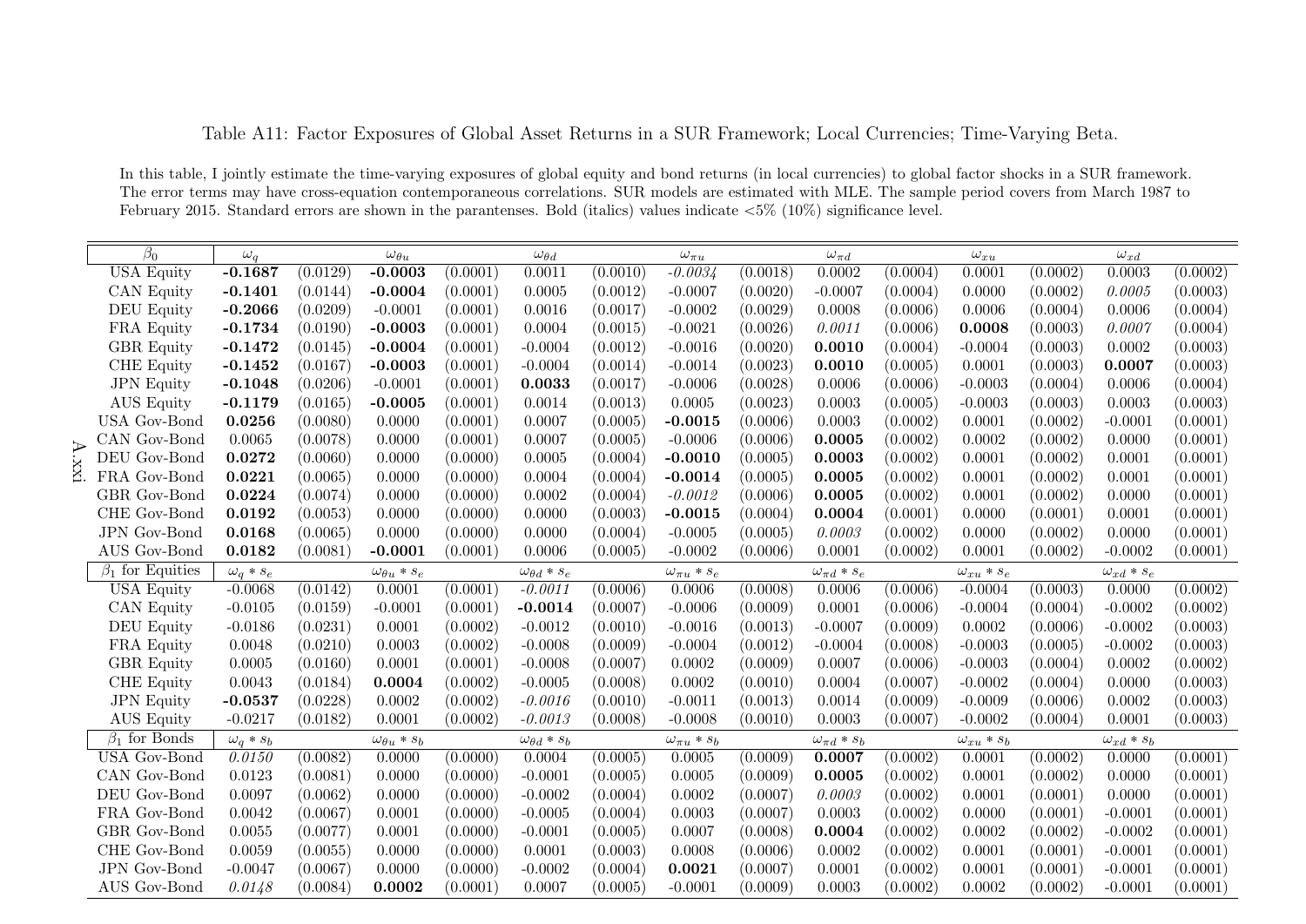Table A11: Factor Exposures of Global Asset Returns in a SUR Framework; Local Currencies; Time-Varying Beta.

In this table, I jointly estimate the time-varying exposures of global equity and bond returns (in local currencies) to global factor shocks in a SUR framework. The error terms may have cross-equation contemporaneous correlations. SUR models are estimated with MLE. The sample period covers from March 1987 to February 2015. Standard errors are shown in the parantenses. Bold (italics) values indicate <5% (10%) significance level.

| $\beta_0$ | $\omega_q$ | | $\omega_{\theta u}$ | | $\omega_{\theta d}$ | | $\omega_{\pi u}$ | | $\omega_{\pi d}$ | | $\omega_{xu}$ | | $\omega_{xd}$ | |
|---|---|---|---|---|---|---|---|---|---|---|---|---|---|---|
| USA Equity | **-0.1687** | (0.0129) | **-0.0003** | (0.0001) | 0.0011 | (0.0010) | *-0.0034* | (0.0018) | 0.0002 | (0.0004) | 0.0001 | (0.0002) | 0.0003 | (0.0002) |
| CAN Equity | **-0.1401** | (0.0144) | **-0.0004** | (0.0001) | 0.0005 | (0.0012) | -0.0007 | (0.0020) | -0.0007 | (0.0004) | 0.0000 | (0.0002) | *0.0005* | (0.0003) |
| DEU Equity | **-0.2066** | (0.0209) | -0.0001 | (0.0001) | 0.0016 | (0.0017) | -0.0002 | (0.0029) | 0.0008 | (0.0006) | 0.0006 | (0.0004) | 0.0006 | (0.0004) |
| FRA Equity | **-0.1734** | (0.0190) | **-0.0003** | (0.0001) | 0.0004 | (0.0015) | -0.0021 | (0.0026) | *0.0011* | (0.0006) | **0.0008** | (0.0003) | *0.0007* | (0.0004) |
| GBR Equity | **-0.1472** | (0.0145) | **-0.0004** | (0.0001) | -0.0004 | (0.0012) | -0.0016 | (0.0020) | **0.0010** | (0.0004) | -0.0004 | (0.0003) | 0.0002 | (0.0003) |
| CHE Equity | **-0.1452** | (0.0167) | **-0.0003** | (0.0001) | -0.0004 | (0.0014) | -0.0014 | (0.0023) | **0.0010** | (0.0005) | 0.0001 | (0.0003) | **0.0007** | (0.0003) |
| JPN Equity | **-0.1048** | (0.0206) | -0.0001 | (0.0001) | **0.0033** | (0.0017) | -0.0006 | (0.0028) | 0.0006 | (0.0006) | -0.0003 | (0.0004) | 0.0006 | (0.0004) |
| AUS Equity | **-0.1179** | (0.0165) | **-0.0005** | (0.0001) | 0.0014 | (0.0013) | 0.0005 | (0.0023) | 0.0003 | (0.0005) | -0.0003 | (0.0003) | 0.0003 | (0.0003) |
| USA Gov-Bond | **0.0256** | (0.0080) | 0.0000 | (0.0001) | 0.0007 | (0.0005) | **-0.0015** | (0.0006) | 0.0003 | (0.0002) | 0.0001 | (0.0002) | -0.0001 | (0.0001) |
| CAN Gov-Bond | 0.0065 | (0.0078) | 0.0000 | (0.0001) | 0.0007 | (0.0005) | -0.0006 | (0.0006) | **0.0005** | (0.0002) | 0.0002 | (0.0002) | 0.0000 | (0.0001) |
| DEU Gov-Bond | **0.0272** | (0.0060) | 0.0000 | (0.0000) | 0.0005 | (0.0004) | **-0.0010** | (0.0005) | **0.0003** | (0.0002) | 0.0001 | (0.0002) | 0.0001 | (0.0001) |
| FRA Gov-Bond | **0.0221** | (0.0065) | 0.0000 | (0.0000) | 0.0004 | (0.0004) | **-0.0014** | (0.0005) | **0.0005** | (0.0002) | 0.0001 | (0.0002) | 0.0001 | (0.0001) |
| GBR Gov-Bond | **0.0224** | (0.0074) | 0.0000 | (0.0000) | 0.0002 | (0.0004) | *-0.0012* | (0.0006) | **0.0005** | (0.0002) | 0.0001 | (0.0002) | 0.0000 | (0.0001) |
| CHE Gov-Bond | **0.0192** | (0.0053) | 0.0000 | (0.0000) | 0.0000 | (0.0003) | **-0.0015** | (0.0004) | **0.0004** | (0.0001) | 0.0000 | (0.0001) | 0.0001 | (0.0001) |
| JPN Gov-Bond | **0.0168** | (0.0065) | 0.0000 | (0.0000) | 0.0000 | (0.0004) | -0.0005 | (0.0005) | *0.0003* | (0.0002) | 0.0000 | (0.0002) | 0.0000 | (0.0001) |
| AUS Gov-Bond | **0.0182** | (0.0081) | **-0.0001** | (0.0001) | 0.0006 | (0.0005) | -0.0002 | (0.0006) | 0.0001 | (0.0002) | 0.0001 | (0.0002) | -0.0002 | (0.0001) |
| $\beta_1$ for Equities | $\omega_q * s_e$ | | $\omega_{\theta u} * s_e$ | | $\omega_{\theta d} * s_e$ | | $\omega_{\pi u} * s_e$ | | $\omega_{\pi d} * s_e$ | | $\omega_{xu} * s_e$ | | $\omega_{xd} * s_e$ | |
| USA Equity | -0.0068 | (0.0142) | 0.0001 | (0.0001) | *-0.0011* | (0.0006) | 0.0006 | (0.0008) | 0.0006 | (0.0006) | -0.0004 | (0.0003) | 0.0000 | (0.0002) |
| CAN Equity | -0.0105 | (0.0159) | -0.0001 | (0.0001) | **-0.0014** | (0.0007) | -0.0006 | (0.0009) | 0.0001 | (0.0006) | -0.0004 | (0.0004) | -0.0002 | (0.0002) |
| DEU Equity | -0.0186 | (0.0231) | 0.0001 | (0.0002) | -0.0012 | (0.0010) | -0.0016 | (0.0013) | -0.0007 | (0.0009) | 0.0002 | (0.0006) | -0.0002 | (0.0003) |
| FRA Equity | 0.0048 | (0.0210) | 0.0003 | (0.0002) | -0.0008 | (0.0009) | -0.0004 | (0.0012) | -0.0004 | (0.0008) | -0.0003 | (0.0005) | -0.0002 | (0.0003) |
| GBR Equity | 0.0005 | (0.0160) | 0.0001 | (0.0001) | -0.0008 | (0.0007) | 0.0002 | (0.0009) | 0.0007 | (0.0006) | -0.0003 | (0.0004) | 0.0002 | (0.0002) |
| CHE Equity | 0.0043 | (0.0184) | **0.0004** | (0.0002) | -0.0005 | (0.0008) | 0.0002 | (0.0010) | 0.0004 | (0.0007) | -0.0002 | (0.0004) | 0.0000 | (0.0003) |
| JPN Equity | **-0.0537** | (0.0228) | 0.0002 | (0.0002) | *-0.0016* | (0.0010) | -0.0011 | (0.0013) | 0.0014 | (0.0009) | -0.0009 | (0.0006) | 0.0002 | (0.0003) |
| AUS Equity | -0.0217 | (0.0182) | 0.0001 | (0.0002) | *-0.0013* | (0.0008) | -0.0008 | (0.0010) | 0.0003 | (0.0007) | -0.0002 | (0.0004) | 0.0001 | (0.0003) |
| $\beta_1$ for Bonds | $\omega_q * s_b$ | | $\omega_{\theta u} * s_b$ | | $\omega_{\theta d} * s_b$ | | $\omega_{\pi u} * s_b$ | | $\omega_{\pi d} * s_b$ | | $\omega_{xu} * s_b$ | | $\omega_{xd} * s_b$ | |
| USA Gov-Bond | *0.0150* | (0.0082) | 0.0000 | (0.0000) | 0.0004 | (0.0005) | 0.0005 | (0.0009) | **0.0007** | (0.0002) | 0.0001 | (0.0002) | 0.0000 | (0.0001) |
| CAN Gov-Bond | 0.0123 | (0.0081) | 0.0000 | (0.0000) | -0.0001 | (0.0005) | 0.0005 | (0.0009) | **0.0005** | (0.0002) | 0.0001 | (0.0002) | 0.0000 | (0.0001) |
| DEU Gov-Bond | 0.0097 | (0.0062) | 0.0000 | (0.0000) | -0.0002 | (0.0004) | 0.0002 | (0.0007) | *0.0003* | (0.0002) | 0.0001 | (0.0001) | 0.0000 | (0.0001) |
| FRA Gov-Bond | 0.0042 | (0.0067) | 0.0001 | (0.0000) | -0.0005 | (0.0004) | 0.0003 | (0.0007) | 0.0003 | (0.0002) | 0.0000 | (0.0001) | -0.0001 | (0.0001) |
| GBR Gov-Bond | 0.0055 | (0.0077) | 0.0001 | (0.0000) | -0.0001 | (0.0005) | 0.0007 | (0.0008) | **0.0004** | (0.0002) | 0.0002 | (0.0002) | -0.0002 | (0.0001) |
| CHE Gov-Bond | 0.0059 | (0.0055) | 0.0000 | (0.0000) | 0.0001 | (0.0003) | 0.0008 | (0.0006) | 0.0002 | (0.0002) | 0.0001 | (0.0001) | -0.0001 | (0.0001) |
| JPN Gov-Bond | -0.0047 | (0.0067) | 0.0000 | (0.0000) | -0.0002 | (0.0004) | **0.0021** | (0.0007) | 0.0001 | (0.0002) | 0.0001 | (0.0001) | -0.0001 | (0.0001) |
| AUS Gov-Bond | *0.0148* | (0.0084) | **0.0002** | (0.0001) | 0.0007 | (0.0005) | -0.0001 | (0.0009) | 0.0003 | (0.0002) | 0.0002 | (0.0002) | -0.0001 | (0.0001) |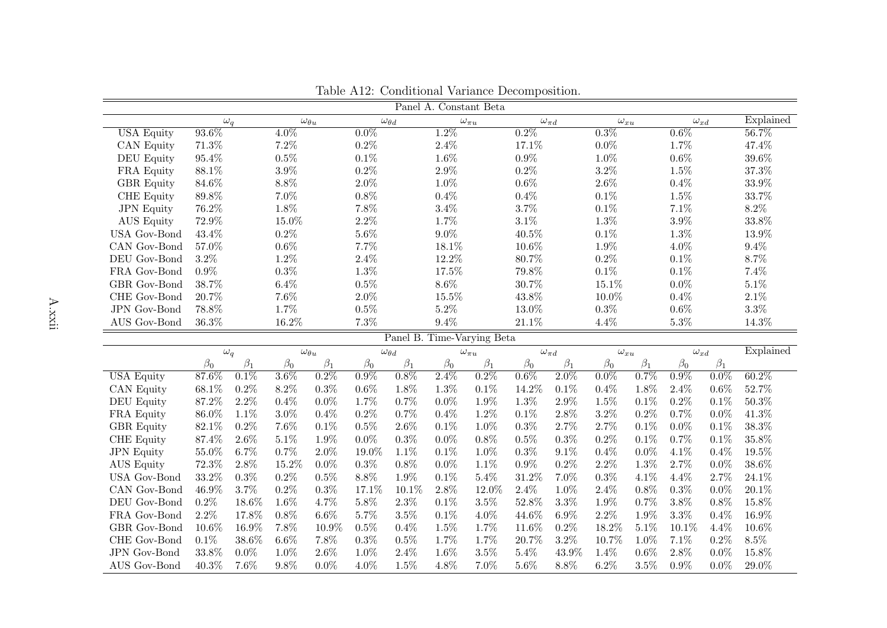Table A12: Conditional Variance Decomposition.

Panel A. Constant Beta

| | $\omega_q$ | $\omega_{\theta u}$ | $\omega_{\theta d}$ | $\omega_{\pi u}$ | $\omega_{\pi d}$ | $\omega_{xu}$ | $\omega_{xd}$ | Explained |
|---|---|---|---|---|---|---|---|---|
| USA Equity | 93.6% | 4.0% | 0.0% | 1.2% | 0.2% | 0.3% | 0.6% | 56.7% |
| CAN Equity | 71.3% | 7.2% | 0.2% | 2.4% | 17.1% | 0.0% | 1.7% | 47.4% |
| DEU Equity | 95.4% | 0.5% | 0.1% | 1.6% | 0.9% | 1.0% | 0.6% | 39.6% |
| FRA Equity | 88.1% | 3.9% | 0.2% | 2.9% | 0.2% | 3.2% | 1.5% | 37.3% |
| GBR Equity | 84.6% | 8.8% | 2.0% | 1.0% | 0.6% | 2.6% | 0.4% | 33.9% |
| CHE Equity | 89.8% | 7.0% | 0.8% | 0.4% | 0.4% | 0.1% | 1.5% | 33.7% |
| JPN Equity | 76.2% | 1.8% | 7.8% | 3.4% | 3.7% | 0.1% | 7.1% | 8.2% |
| AUS Equity | 72.9% | 15.0% | 2.2% | 1.7% | 3.1% | 1.3% | 3.9% | 33.8% |
| USA Gov-Bond | 43.4% | 0.2% | 5.6% | 9.0% | 40.5% | 0.1% | 1.3% | 13.9% |
| CAN Gov-Bond | 57.0% | 0.6% | 7.7% | 18.1% | 10.6% | 1.9% | 4.0% | 9.4% |
| DEU Gov-Bond | 3.2% | 1.2% | 2.4% | 12.2% | 80.7% | 0.2% | 0.1% | 8.7% |
| FRA Gov-Bond | 0.9% | 0.3% | 1.3% | 17.5% | 79.8% | 0.1% | 0.1% | 7.4% |
| GBR Gov-Bond | 38.7% | 6.4% | 0.5% | 8.6% | 30.7% | 15.1% | 0.0% | 5.1% |
| CHE Gov-Bond | 20.7% | 7.6% | 2.0% | 15.5% | 43.8% | 10.0% | 0.4% | 2.1% |
| JPN Gov-Bond | 78.8% | 1.7% | 0.5% | 5.2% | 13.0% | 0.3% | 0.6% | 3.3% |
| AUS Gov-Bond | 36.3% | 16.2% | 7.3% | 9.4% | 21.1% | 4.4% | 5.3% | 14.3% |

Panel B. Time-Varying Beta

| | $\omega_q$ | | $\omega_{\theta u}$ | | $\omega_{\theta d}$ | | $\omega_{\pi u}$ | | $\omega_{\pi d}$ | | $\omega_{xu}$ | | $\omega_{xd}$ | | Explained |
|---|---|---|---|---|---|---|---|---|---|---|---|---|---|---|---|
| | $\beta_0$ | $\beta_1$ | $\beta_0$ | $\beta_1$ | $\beta_0$ | $\beta_1$ | $\beta_0$ | $\beta_1$ | $\beta_0$ | $\beta_1$ | $\beta_0$ | $\beta_1$ | $\beta_0$ | $\beta_1$ | |
| USA Equity | 87.6% | 0.1% | 3.6% | 0.2% | 0.9% | 0.8% | 2.4% | 0.2% | 0.6% | 2.0% | 0.0% | 0.7% | 0.9% | 0.0% | 60.2% |
| CAN Equity | 68.1% | 0.2% | 8.2% | 0.3% | 0.6% | 1.8% | 1.3% | 0.1% | 14.2% | 0.1% | 0.4% | 1.8% | 2.4% | 0.6% | 52.7% |
| DEU Equity | 87.2% | 2.2% | 0.4% | 0.0% | 1.7% | 0.7% | 0.0% | 1.9% | 1.3% | 2.9% | 1.5% | 0.1% | 0.2% | 0.1% | 50.3% |
| FRA Equity | 86.0% | 1.1% | 3.0% | 0.4% | 0.2% | 0.7% | 0.4% | 1.2% | 0.1% | 2.8% | 3.2% | 0.2% | 0.7% | 0.0% | 41.3% |
| GBR Equity | 82.1% | 0.2% | 7.6% | 0.1% | 0.5% | 2.6% | 0.1% | 1.0% | 0.3% | 2.7% | 2.7% | 0.1% | 0.0% | 0.1% | 38.3% |
| CHE Equity | 87.4% | 2.6% | 5.1% | 1.9% | 0.0% | 0.3% | 0.0% | 0.8% | 0.5% | 0.3% | 0.2% | 0.1% | 0.7% | 0.1% | 35.8% |
| JPN Equity | 55.0% | 6.7% | 0.7% | 2.0% | 19.0% | 1.1% | 0.1% | 1.0% | 0.3% | 9.1% | 0.4% | 0.0% | 4.1% | 0.4% | 19.5% |
| AUS Equity | 72.3% | 2.8% | 15.2% | 0.0% | 0.3% | 0.8% | 0.0% | 1.1% | 0.9% | 0.2% | 2.2% | 1.3% | 2.7% | 0.0% | 38.6% |
| USA Gov-Bond | 33.2% | 0.3% | 0.2% | 0.5% | 8.8% | 1.9% | 0.1% | 5.4% | 31.2% | 7.0% | 0.3% | 4.1% | 4.4% | 2.7% | 24.1% |
| CAN Gov-Bond | 46.9% | 3.7% | 0.2% | 0.3% | 17.1% | 10.1% | 2.8% | 12.0% | 2.4% | 1.0% | 2.4% | 0.8% | 0.3% | 0.0% | 20.1% |
| DEU Gov-Bond | 0.2% | 18.6% | 1.6% | 4.7% | 5.8% | 2.3% | 0.1% | 3.5% | 52.8% | 3.3% | 1.9% | 0.7% | 3.8% | 0.8% | 15.8% |
| FRA Gov-Bond | 2.2% | 17.8% | 0.8% | 6.6% | 5.7% | 3.5% | 0.1% | 4.0% | 44.6% | 6.9% | 2.2% | 1.9% | 3.3% | 0.4% | 16.9% |
| GBR Gov-Bond | 10.6% | 16.9% | 7.8% | 10.9% | 0.5% | 0.4% | 1.5% | 1.7% | 11.6% | 0.2% | 18.2% | 5.1% | 10.1% | 4.4% | 10.6% |
| CHE Gov-Bond | 0.1% | 38.6% | 6.6% | 7.8% | 0.3% | 0.5% | 1.7% | 1.7% | 20.7% | 3.2% | 10.7% | 1.0% | 7.1% | 0.2% | 8.5% |
| JPN Gov-Bond | 33.8% | 0.0% | 1.0% | 2.6% | 1.0% | 2.4% | 1.6% | 3.5% | 5.4% | 43.9% | 1.4% | 0.6% | 2.8% | 0.0% | 15.8% |
| AUS Gov-Bond | 40.3% | 7.6% | 9.8% | 0.0% | 4.0% | 1.5% | 4.8% | 7.0% | 5.6% | 8.8% | 6.2% | 3.5% | 0.9% | 0.0% | 29.0% |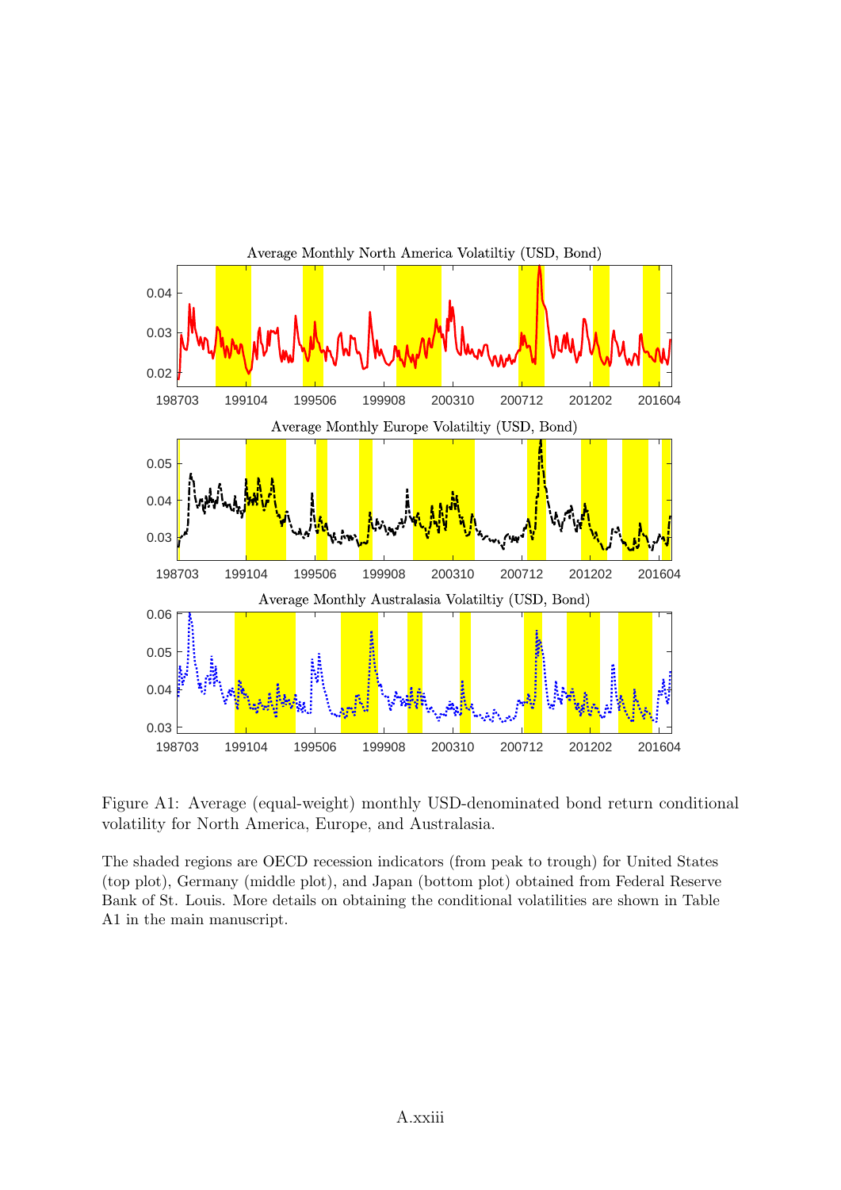Average Monthly North America Volatiltiy (USD, Bond)

0.04
0.03
0.02

198703 199104 199506 199908 200310 200712 201202 201604

Average Monthly Europe Volatiltiy (USD, Bond)

0.05
0.04
0.03

198703 199104 199506 199908 200310 200712 201202 201604

Average Monthly Australasia Volatiltiy (USD, Bond)

0.06
0.05
0.04
0.03

198703 199104 199506 199908 200310 200712 201202 201604

Figure A1: Average (equal-weight) monthly USD-denominated bond return conditional volatility for North America, Europe, and Australasia.

The shaded regions are OECD recession indicators (from peak to trough) for United States (top plot), Germany (middle plot), and Japan (bottom plot) obtained from Federal Reserve Bank of St. Louis. More details on obtaining the conditional volatilities are shown in Table A1 in the main manuscript.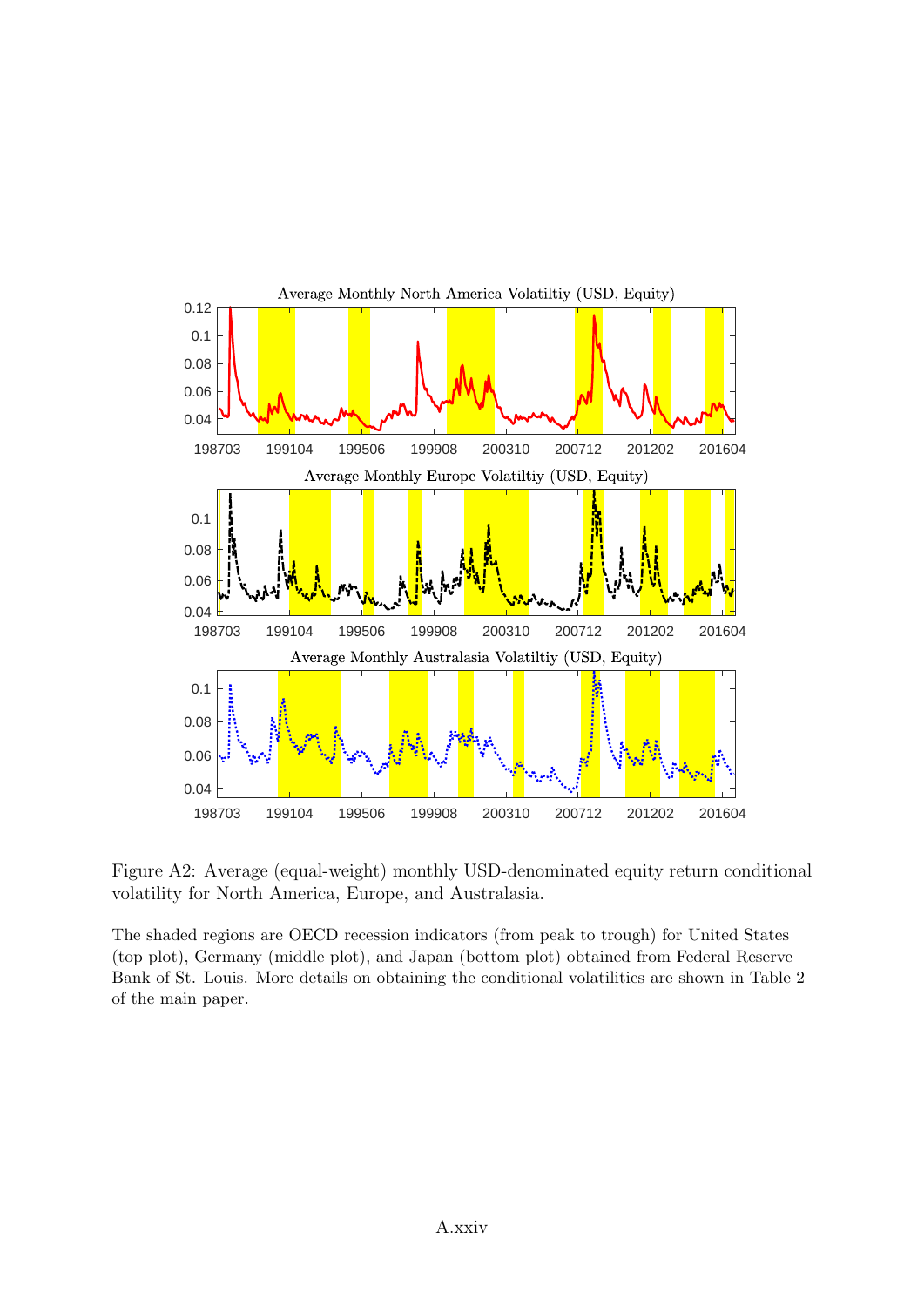Average Monthly North America Volatiltiy (USD, Equity)

0.12
0.1
0.08
0.06
0.04

198703 199104 199506 199908 200310 200712 201202 201604

Average Monthly Europe Volatiltiy (USD, Equity)

0.1
0.08
0.06
0.04

198703 199104 199506 199908 200310 200712 201202 201604

Average Monthly Australasia Volatiltiy (USD, Equity)

0.1
0.08
0.06
0.04

198703 199104 199506 199908 200310 200712 201202 201604

Figure A2: Average (equal-weight) monthly USD-denominated equity return conditional volatility for North America, Europe, and Australasia.

The shaded regions are OECD recession indicators (from peak to trough) for United States (top plot), Germany (middle plot), and Japan (bottom plot) obtained from Federal Reserve Bank of St. Louis. More details on obtaining the conditional volatilities are shown in Table 2 of the main paper.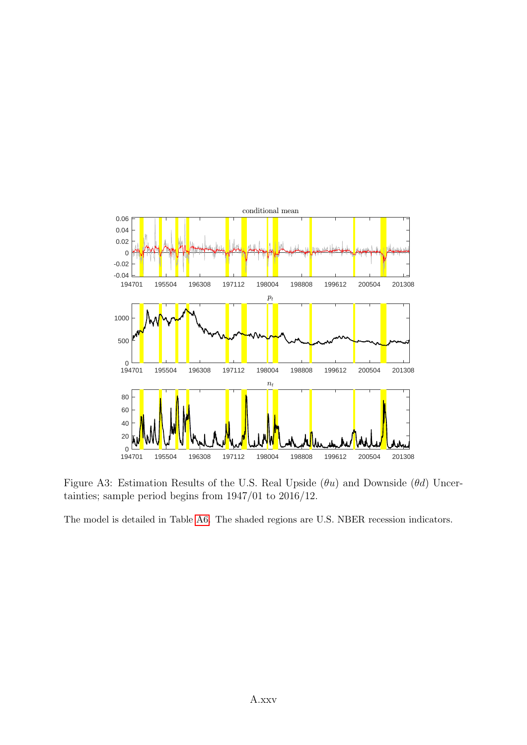conditional mean

0.06
0.04
0.02
0
-0.02
-0.04

194701 195504 196308 197112 198004 198808 199612 200504 201308

$p_t$

1000
500
0

194701 195504 196308 197112 198004 198808 199612 200504 201308

$n_t$

80
60
40
20
0

194701 195504 196308 197112 198004 198808 199612 200504 201308

Figure A3: Estimation Results of the U.S. Real Upside ($\theta u$) and Downside ($\theta d$) Uncertainties; sample period begins from 1947/01 to 2016/12.

The model is detailed in Table A6. The shaded regions are U.S. NBER recession indicators.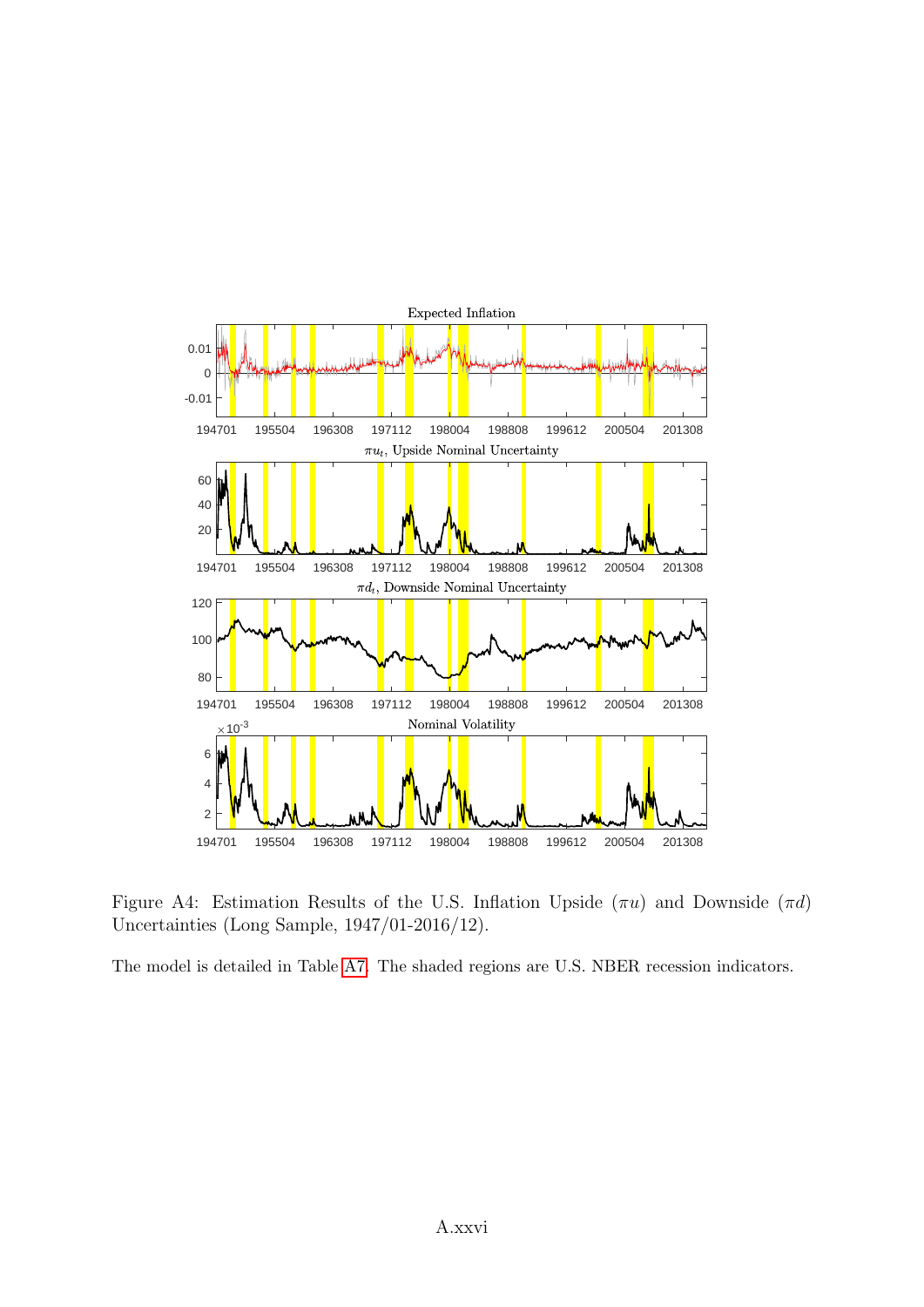Expected Inflation

0.01
0
-0.01

194701 195504 196308 197112 198004 198808 199612 200504 201308

$\pi u_t$, Upside Nominal Uncertainty

60
40
20

194701 195504 196308 197112 198004 198808 199612 200504 201308

$\pi d_t$, Downside Nominal Uncertainty

120
100
80

194701 195504 196308 197112 198004 198808 199612 200504 201308

Nominal Volatility

$\times 10^{-3}$

6
4
2

194701 195504 196308 197112 198004 198808 199612 200504 201308

Figure A4: Estimation Results of the U.S. Inflation Upside ($\pi u$) and Downside ($\pi d$) Uncertainties (Long Sample, 1947/01-2016/12).

The model is detailed in Table A7. The shaded regions are U.S. NBER recession indicators.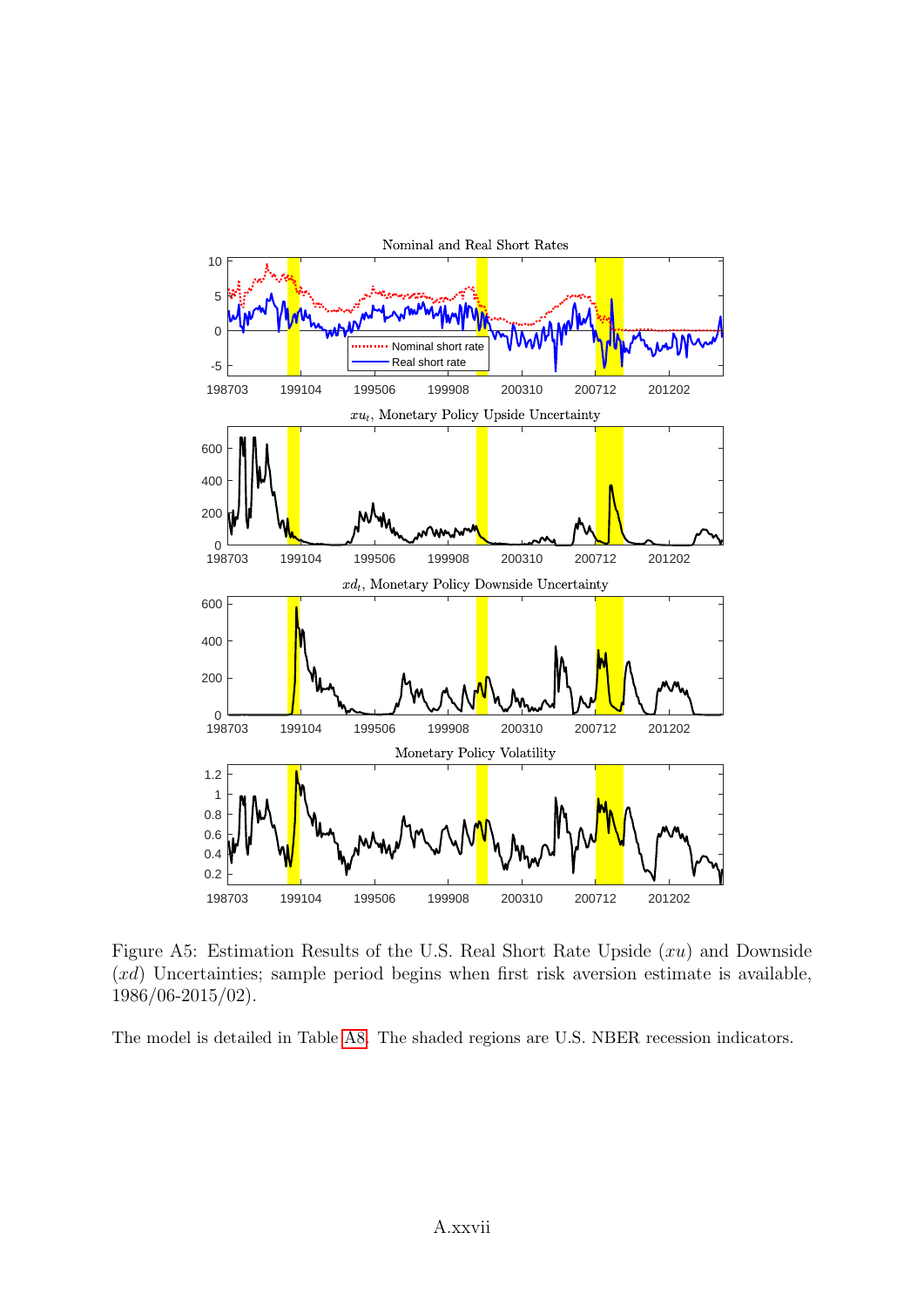Nominal and Real Short Rates

10
5
0
-5

Nominal short rate
Real short rate

198703 199104 199506 199908 200310 200712 201202

$xu_t$, Monetary Policy Upside Uncertainty

600
400
200
0

198703 199104 199506 199908 200310 200712 201202

$xd_t$, Monetary Policy Downside Uncertainty

600
400
200
0

198703 199104 199506 199908 200310 200712 201202

Monetary Policy Volatility

1.2
1
0.8
0.6
0.4
0.2

198703 199104 199506 199908 200310 200712 201202

Figure A5: Estimation Results of the U.S. Real Short Rate Upside ($xu$) and Downside ($xd$) Uncertainties; sample period begins when first risk aversion estimate is available, 1986/06-2015/02).

The model is detailed in Table A8. The shaded regions are U.S. NBER recession indicators.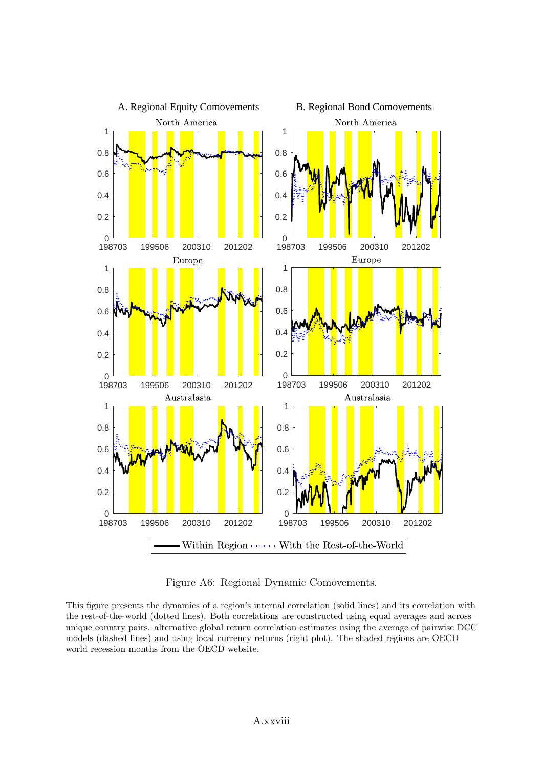A. Regional Equity Comovements

B. Regional Bond Comovements

North America

North America

1
0.8
0.6
0.4
0.2
0

198703 199506 200310 201202

Europe

Europe

Australasia

Australasia

Within Region ······· With the Rest-of-the-World

Figure A6: Regional Dynamic Comovements.

This figure presents the dynamics of a region's internal correlation (solid lines) and its correlation with the rest-of-the-world (dotted lines). Both correlations are constructed using equal averages and across unique country pairs. alternative global return correlation estimates using the average of pairwise DCC models (dashed lines) and using local currency returns (right plot). The shaded regions are OECD world recession months from the OECD website.